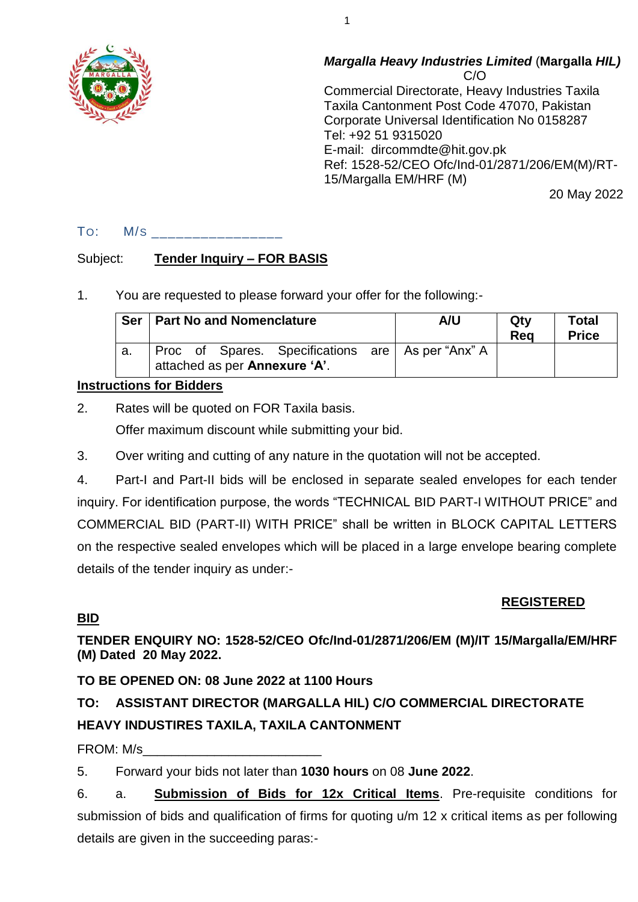***Margalla Heavy Industries Limited*** (**Margalla *HIL)***
C/O
Commercial Directorate, Heavy Industries Taxila
Taxila Cantonment Post Code 47070, Pakistan
Corporate Universal Identification No 0158287
Tel: +92 51 9315020
E-mail: dircommdte@hit.gov.pk
Ref: 1528-52/CEO Ofc/Ind-01/2871/206/EM(M)/RT-15/Margalla EM/HRF (M)

20 May 2022

To: M/s ________________

Subject: **Tender Inquiry – FOR BASIS**

1. You are requested to please forward your offer for the following:-

| Ser | Part No and Nomenclature | A/U | Qty Req | Total Price |
|---|---|---|---|---|
| a. | Proc of Spares. Specifications are attached as per **Annexure 'A'**. | As per "Anx" A | | |

**Instructions for Bidders**

2. Rates will be quoted on FOR Taxila basis.
   Offer maximum discount while submitting your bid.

3. Over writing and cutting of any nature in the quotation will not be accepted.

4. Part-I and Part-II bids will be enclosed in separate sealed envelopes for each tender inquiry. For identification purpose, the words "TECHNICAL BID PART-I WITHOUT PRICE" and COMMERCIAL BID (PART-II) WITH PRICE" shall be written in BLOCK CAPITAL LETTERS on the respective sealed envelopes which will be placed in a large envelope bearing complete details of the tender inquiry as under:-

**REGISTERED**

**BID**

**TENDER ENQUIRY NO: 1528-52/CEO Ofc/Ind-01/2871/206/EM (M)/IT 15/Margalla/EM/HRF (M) Dated 20 May 2022.**

**TO BE OPENED ON: 08 June 2022 at 1100 Hours**

**TO: ASSISTANT DIRECTOR (MARGALLA HIL) C/O COMMERCIAL DIRECTORATE HEAVY INDUSTIRES TAXILA, TAXILA CANTONMENT**

FROM: M/s________________________

5. Forward your bids not later than **1030 hours** on 08 **June 2022**.

6. a. **Submission of Bids for 12x Critical Items**. Pre-requisite conditions for submission of bids and qualification of firms for quoting u/m 12 x critical items as per following details are given in the succeeding paras:-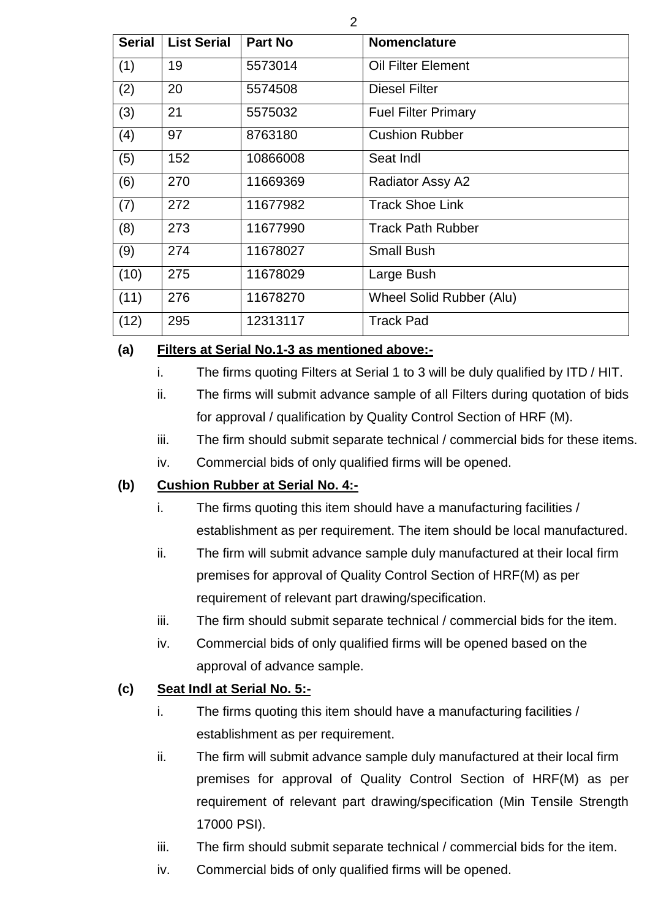| Serial | List Serial | Part No | Nomenclature |
|---|---|---|---|
| (1) | 19 | 5573014 | Oil Filter Element |
| (2) | 20 | 5574508 | Diesel Filter |
| (3) | 21 | 5575032 | Fuel Filter Primary |
| (4) | 97 | 8763180 | Cushion Rubber |
| (5) | 152 | 10866008 | Seat Indl |
| (6) | 270 | 11669369 | Radiator Assy A2 |
| (7) | 272 | 11677982 | Track Shoe Link |
| (8) | 273 | 11677990 | Track Path Rubber |
| (9) | 274 | 11678027 | Small Bush |
| (10) | 275 | 11678029 | Large Bush |
| (11) | 276 | 11678270 | Wheel Solid Rubber (Alu) |
| (12) | 295 | 12313117 | Track Pad |

**(a) <u>Filters at Serial No.1-3 as mentioned above:-</u>**

i. The firms quoting Filters at Serial 1 to 3 will be duly qualified by ITD / HIT.

ii. The firms will submit advance sample of all Filters during quotation of bids for approval / qualification by Quality Control Section of HRF (M).

iii. The firm should submit separate technical / commercial bids for these items.

iv. Commercial bids of only qualified firms will be opened.

**(b) <u>Cushion Rubber at Serial No. 4:-</u>**

i. The firms quoting this item should have a manufacturing facilities / establishment as per requirement. The item should be local manufactured.

ii. The firm will submit advance sample duly manufactured at their local firm premises for approval of Quality Control Section of HRF(M) as per requirement of relevant part drawing/specification.

iii. The firm should submit separate technical / commercial bids for the item.

iv. Commercial bids of only qualified firms will be opened based on the approval of advance sample.

**(c) <u>Seat Indl at Serial No. 5:-</u>**

i. The firms quoting this item should have a manufacturing facilities / establishment as per requirement.

ii. The firm will submit advance sample duly manufactured at their local firm premises for approval of Quality Control Section of HRF(M) as per requirement of relevant part drawing/specification (Min Tensile Strength 17000 PSI).

iii. The firm should submit separate technical / commercial bids for the item.

iv. Commercial bids of only qualified firms will be opened.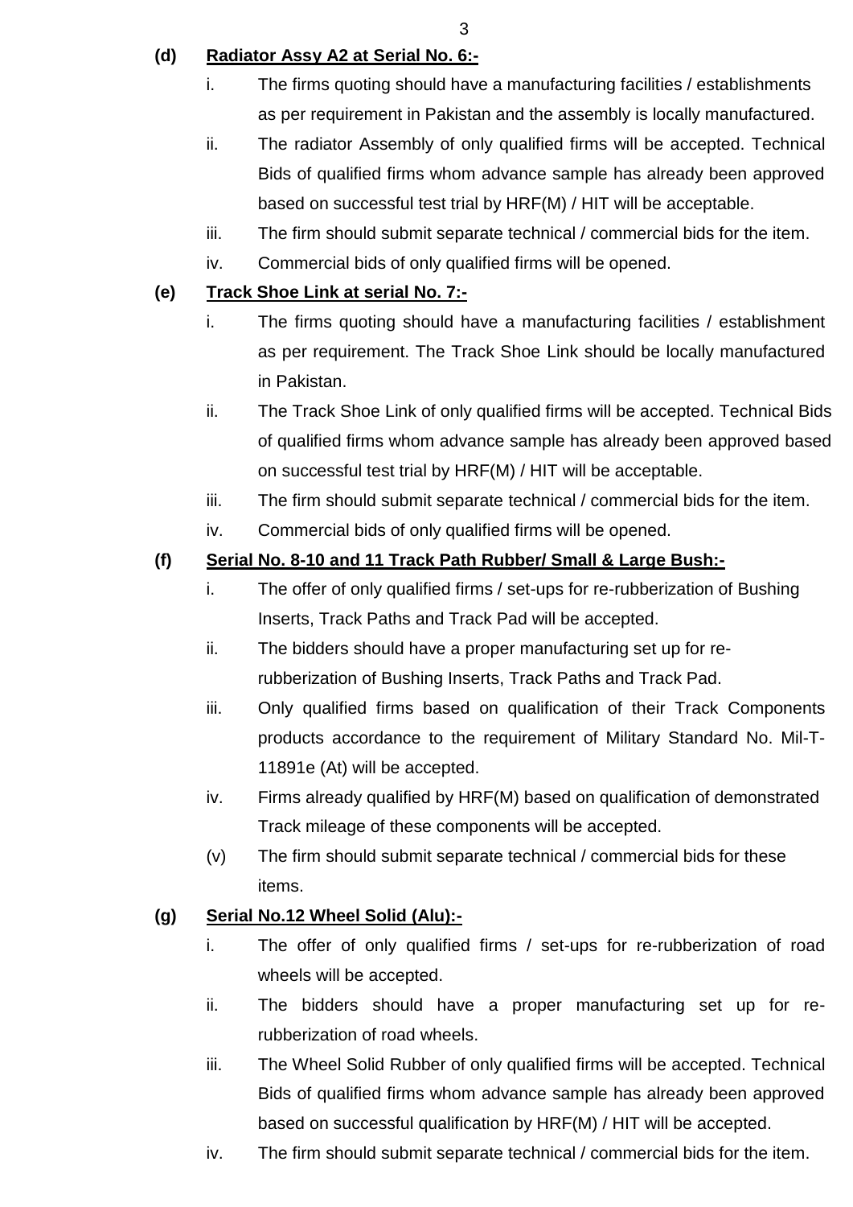**(d) Radiator Assy A2 at Serial No. 6:-**

i. The firms quoting should have a manufacturing facilities / establishments as per requirement in Pakistan and the assembly is locally manufactured.

ii. The radiator Assembly of only qualified firms will be accepted. Technical Bids of qualified firms whom advance sample has already been approved based on successful test trial by HRF(M) / HIT will be acceptable.

iii. The firm should submit separate technical / commercial bids for the item.

iv. Commercial bids of only qualified firms will be opened.

**(e) Track Shoe Link at serial No. 7:-**

i. The firms quoting should have a manufacturing facilities / establishment as per requirement. The Track Shoe Link should be locally manufactured in Pakistan.

ii. The Track Shoe Link of only qualified firms will be accepted. Technical Bids of qualified firms whom advance sample has already been approved based on successful test trial by HRF(M) / HIT will be acceptable.

iii. The firm should submit separate technical / commercial bids for the item.

iv. Commercial bids of only qualified firms will be opened.

**(f) Serial No. 8-10 and 11 Track Path Rubber/ Small & Large Bush:-**

i. The offer of only qualified firms / set-ups for re-rubberization of Bushing Inserts, Track Paths and Track Pad will be accepted.

ii. The bidders should have a proper manufacturing set up for re-rubberization of Bushing Inserts, Track Paths and Track Pad.

iii. Only qualified firms based on qualification of their Track Components products accordance to the requirement of Military Standard No. Mil-T-11891e (At) will be accepted.

iv. Firms already qualified by HRF(M) based on qualification of demonstrated Track mileage of these components will be accepted.

(v) The firm should submit separate technical / commercial bids for these items.

**(g) Serial No.12 Wheel Solid (Alu):-**

i. The offer of only qualified firms / set-ups for re-rubberization of road wheels will be accepted.

ii. The bidders should have a proper manufacturing set up for re-rubberization of road wheels.

iii. The Wheel Solid Rubber of only qualified firms will be accepted. Technical Bids of qualified firms whom advance sample has already been approved based on successful qualification by HRF(M) / HIT will be accepted.

iv. The firm should submit separate technical / commercial bids for the item.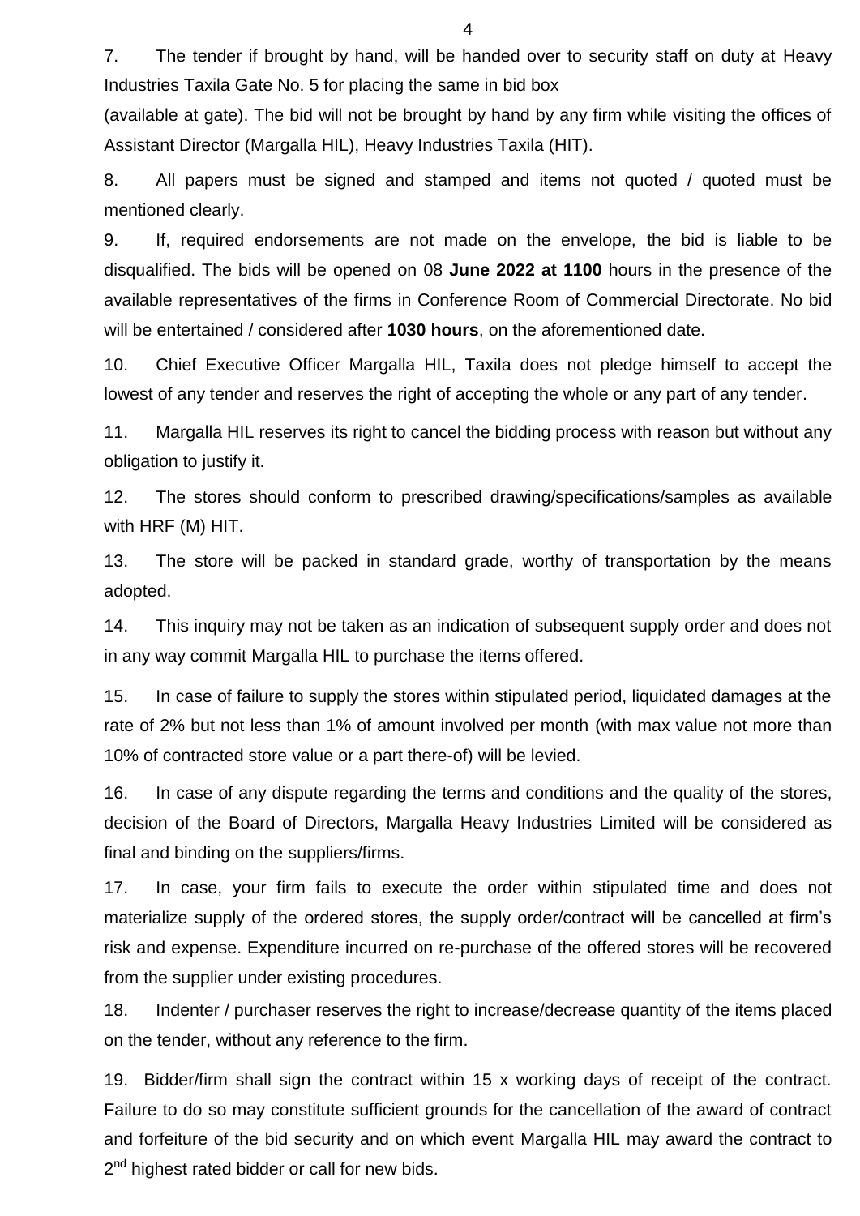7. The tender if brought by hand, will be handed over to security staff on duty at Heavy Industries Taxila Gate No. 5 for placing the same in bid box

(available at gate). The bid will not be brought by hand by any firm while visiting the offices of Assistant Director (Margalla HIL), Heavy Industries Taxila (HIT).

8. All papers must be signed and stamped and items not quoted / quoted must be mentioned clearly.

9. If, required endorsements are not made on the envelope, the bid is liable to be disqualified. The bids will be opened on 08 **June 2022 at 1100** hours in the presence of the available representatives of the firms in Conference Room of Commercial Directorate. No bid will be entertained / considered after **1030 hours**, on the aforementioned date.

10. Chief Executive Officer Margalla HIL, Taxila does not pledge himself to accept the lowest of any tender and reserves the right of accepting the whole or any part of any tender.

11. Margalla HIL reserves its right to cancel the bidding process with reason but without any obligation to justify it.

12. The stores should conform to prescribed drawing/specifications/samples as available with HRF (M) HIT.

13. The store will be packed in standard grade, worthy of transportation by the means adopted.

14. This inquiry may not be taken as an indication of subsequent supply order and does not in any way commit Margalla HIL to purchase the items offered.

15. In case of failure to supply the stores within stipulated period, liquidated damages at the rate of 2% but not less than 1% of amount involved per month (with max value not more than 10% of contracted store value or a part there-of) will be levied.

16. In case of any dispute regarding the terms and conditions and the quality of the stores, decision of the Board of Directors, Margalla Heavy Industries Limited will be considered as final and binding on the suppliers/firms.

17. In case, your firm fails to execute the order within stipulated time and does not materialize supply of the ordered stores, the supply order/contract will be cancelled at firm's risk and expense. Expenditure incurred on re-purchase of the offered stores will be recovered from the supplier under existing procedures.

18. Indenter / purchaser reserves the right to increase/decrease quantity of the items placed on the tender, without any reference to the firm.

19. Bidder/firm shall sign the contract within 15 x working days of receipt of the contract. Failure to do so may constitute sufficient grounds for the cancellation of the award of contract and forfeiture of the bid security and on which event Margalla HIL may award the contract to 2nd highest rated bidder or call for new bids.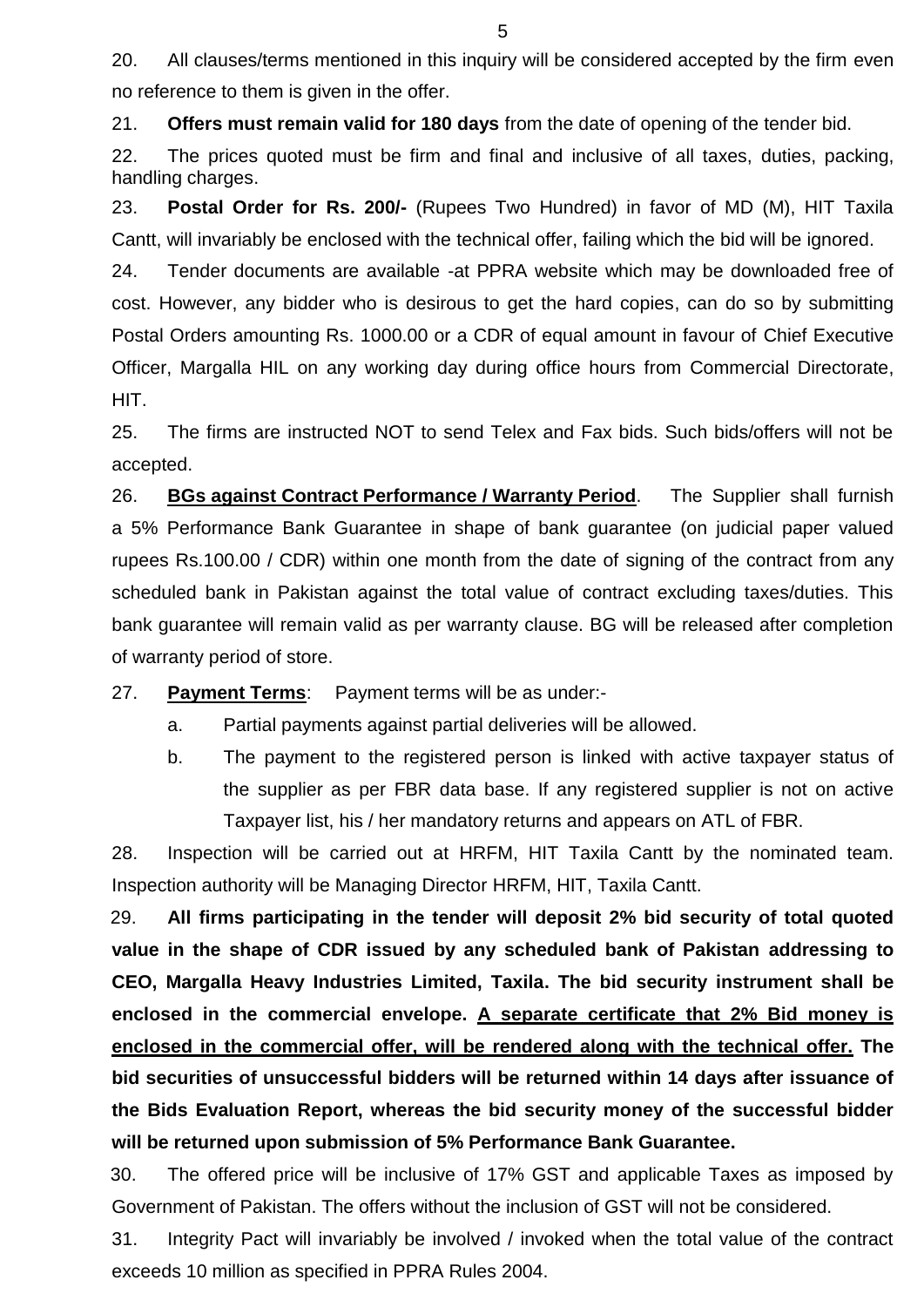20. All clauses/terms mentioned in this inquiry will be considered accepted by the firm even no reference to them is given in the offer.

21. **Offers must remain valid for 180 days** from the date of opening of the tender bid.

22. The prices quoted must be firm and final and inclusive of all taxes, duties, packing, handling charges.

23. **Postal Order for Rs. 200/-** (Rupees Two Hundred) in favor of MD (M), HIT Taxila Cantt, will invariably be enclosed with the technical offer, failing which the bid will be ignored.

24. Tender documents are available -at PPRA website which may be downloaded free of cost. However, any bidder who is desirous to get the hard copies, can do so by submitting Postal Orders amounting Rs. 1000.00 or a CDR of equal amount in favour of Chief Executive Officer, Margalla HIL on any working day during office hours from Commercial Directorate, HIT.

25. The firms are instructed NOT to send Telex and Fax bids. Such bids/offers will not be accepted.

26. **<u>BGs against Contract Performance / Warranty Period</u>**. The Supplier shall furnish a 5% Performance Bank Guarantee in shape of bank guarantee (on judicial paper valued rupees Rs.100.00 / CDR) within one month from the date of signing of the contract from any scheduled bank in Pakistan against the total value of contract excluding taxes/duties. This bank guarantee will remain valid as per warranty clause. BG will be released after completion of warranty period of store.

27. **<u>Payment Terms</u>**: Payment terms will be as under:-

   a. Partial payments against partial deliveries will be allowed.

   b. The payment to the registered person is linked with active taxpayer status of the supplier as per FBR data base. If any registered supplier is not on active Taxpayer list, his / her mandatory returns and appears on ATL of FBR.

28. Inspection will be carried out at HRFM, HIT Taxila Cantt by the nominated team. Inspection authority will be Managing Director HRFM, HIT, Taxila Cantt.

29. **All firms participating in the tender will deposit 2% bid security of total quoted value in the shape of CDR issued by any scheduled bank of Pakistan addressing to CEO, Margalla Heavy Industries Limited, Taxila. The bid security instrument shall be enclosed in the commercial envelope. <u>A separate certificate that 2% Bid money is enclosed in the commercial offer, will be rendered along with the technical offer.</u> The bid securities of unsuccessful bidders will be returned within 14 days after issuance of the Bids Evaluation Report, whereas the bid security money of the successful bidder will be returned upon submission of 5% Performance Bank Guarantee.**

30. The offered price will be inclusive of 17% GST and applicable Taxes as imposed by Government of Pakistan. The offers without the inclusion of GST will not be considered.

31. Integrity Pact will invariably be involved / invoked when the total value of the contract exceeds 10 million as specified in PPRA Rules 2004.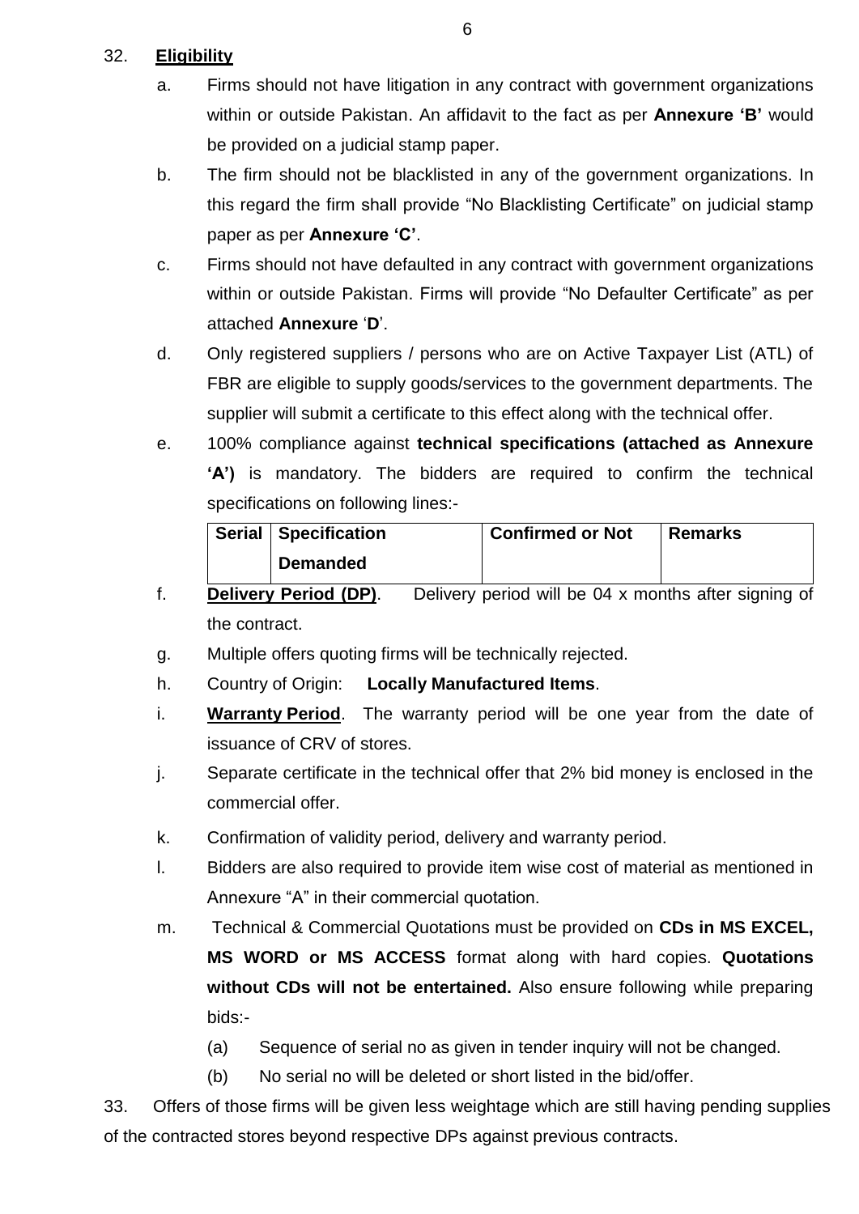32. **Eligibility**

a. Firms should not have litigation in any contract with government organizations within or outside Pakistan. An affidavit to the fact as per **Annexure 'B'** would be provided on a judicial stamp paper.

b. The firm should not be blacklisted in any of the government organizations. In this regard the firm shall provide "No Blacklisting Certificate" on judicial stamp paper as per **Annexure 'C'**.

c. Firms should not have defaulted in any contract with government organizations within or outside Pakistan. Firms will provide "No Defaulter Certificate" as per attached **Annexure** '**D**'.

d. Only registered suppliers / persons who are on Active Taxpayer List (ATL) of FBR are eligible to supply goods/services to the government departments. The supplier will submit a certificate to this effect along with the technical offer.

e. 100% compliance against **technical specifications (attached as Annexure 'A')** is mandatory. The bidders are required to confirm the technical specifications on following lines:-

| Serial | Specification Demanded | Confirmed or Not | Remarks |
|---|---|---|---|

f. **Delivery Period (DP)**. Delivery period will be 04 x months after signing of the contract.

g. Multiple offers quoting firms will be technically rejected.

h. Country of Origin: **Locally Manufactured Items**.

i. **Warranty Period**. The warranty period will be one year from the date of issuance of CRV of stores.

j. Separate certificate in the technical offer that 2% bid money is enclosed in the commercial offer.

k. Confirmation of validity period, delivery and warranty period.

l. Bidders are also required to provide item wise cost of material as mentioned in Annexure "A" in their commercial quotation.

m. Technical & Commercial Quotations must be provided on **CDs in MS EXCEL, MS WORD or MS ACCESS** format along with hard copies. **Quotations without CDs will not be entertained.** Also ensure following while preparing bids:-

(a) Sequence of serial no as given in tender inquiry will not be changed.

(b) No serial no will be deleted or short listed in the bid/offer.

33. Offers of those firms will be given less weightage which are still having pending supplies of the contracted stores beyond respective DPs against previous contracts.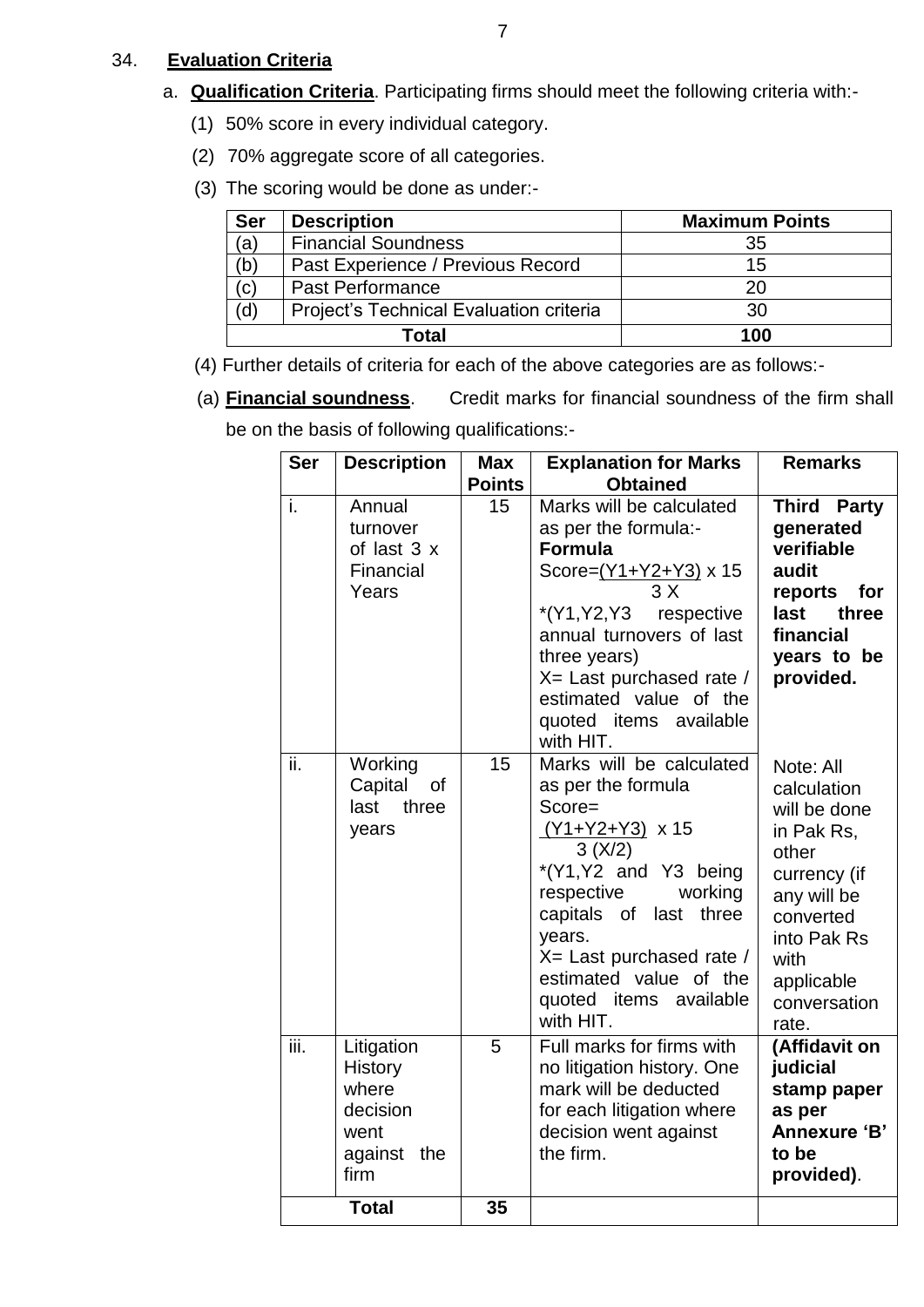34. **Evaluation Criteria**

a. **Qualification Criteria**. Participating firms should meet the following criteria with:-

(1) 50% score in every individual category.

(2) 70% aggregate score of all categories.

(3) The scoring would be done as under:-

| Ser | Description | Maximum Points |
|---|---|---|
| (a) | Financial Soundness | 35 |
| (b) | Past Experience / Previous Record | 15 |
| (c) | Past Performance | 20 |
| (d) | Project's Technical Evaluation criteria | 30 |
| **Total** | | **100** |

(4) Further details of criteria for each of the above categories are as follows:-

(a) **Financial soundness**. Credit marks for financial soundness of the firm shall be on the basis of following qualifications:-

| Ser | Description | Max Points | Explanation for Marks Obtained | Remarks |
|---|---|---|---|---|
| i. | Annual turnover of last 3 x Financial Years | 15 | Marks will be calculated as per the formula:- **Formula** Score= $\frac{(Y1+Y2+Y3)}{3X} \times 15$ *(Y1,Y2,Y3 respective annual turnovers of last three years) X= Last purchased rate / estimated value of the quoted items available with HIT. | **Third Party generated verifiable audit reports for last three financial years to be provided.** |
| ii. | Working Capital of last three years | 15 | Marks will be calculated as per the formula Score= $\frac{(Y1+Y2+Y3)}{3(X/2)} \times 15$ *(Y1,Y2 and Y3 being respective working capitals of last three years. X= Last purchased rate / estimated value of the quoted items available with HIT. | Note: All calculation will be done in Pak Rs, other currency (if any will be converted into Pak Rs with applicable conversation rate. |
| iii. | Litigation History where decision went against the firm | 5 | Full marks for firms with no litigation history. One mark will be deducted for each litigation where decision went against the firm. | **(Affidavit on judicial stamp paper as per Annexure 'B' to be provided)**. |
| **Total** | | **35** | | |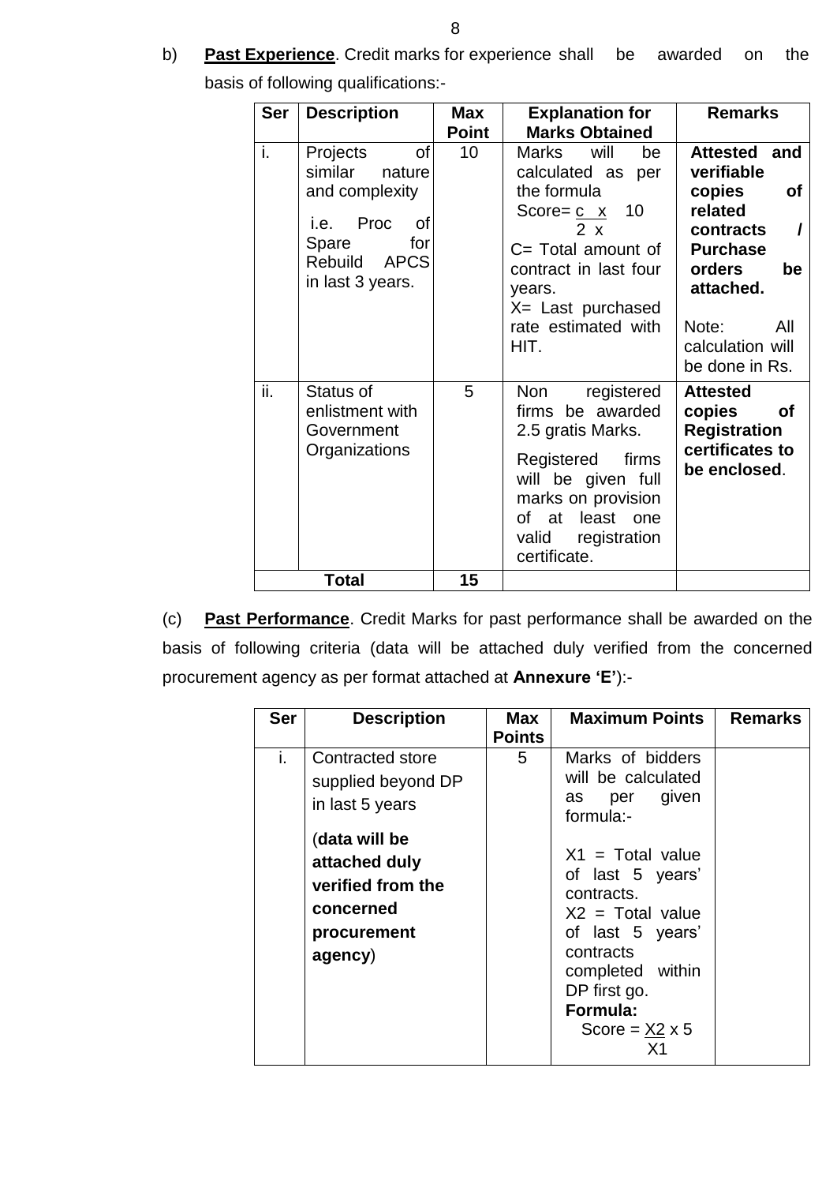b) **Past Experience**. Credit marks for experience shall be awarded on the basis of following qualifications:-

| Ser | Description | Max Point | Explanation for Marks Obtained | Remarks |
|---|---|---|---|---|
| i. | Projects of similar nature and complexity<br><br>i.e. Proc of Spare for Rebuild APCS in last 3 years. | 10 | Marks will be calculated as per the formula<br>Score= $\frac{c \times 10}{2 \times}$<br>C= Total amount of contract in last four years.<br>X= Last purchased rate estimated with HIT. | **Attested and verifiable copies of related contracts / Purchase orders be attached.**<br><br>Note: All calculation will be done in Rs. |
| ii. | Status of enlistment with Government Organizations | 5 | Non registered firms be awarded 2.5 gratis Marks.<br><br>Registered firms will be given full marks on provision of at least one valid registration certificate. | **Attested copies of Registration certificates to be enclosed**. |
| | **Total** | **15** | | |

(c) **Past Performance**. Credit Marks for past performance shall be awarded on the basis of following criteria (data will be attached duly verified from the concerned procurement agency as per format attached at **Annexure 'E'**):-

| Ser | Description | Max Points | Maximum Points | Remarks |
|---|---|---|---|---|
| i. | Contracted store supplied beyond DP in last 5 years<br><br>(**data will be attached duly verified from the concerned procurement agency**) | 5 | Marks of bidders will be calculated as per given formula:-<br><br>X1 = Total value of last 5 years' contracts.<br>X2 = Total value of last 5 years' contracts completed within DP first go.<br>**Formula:**<br>Score = $\frac{X2}{X1} \times 5$ | |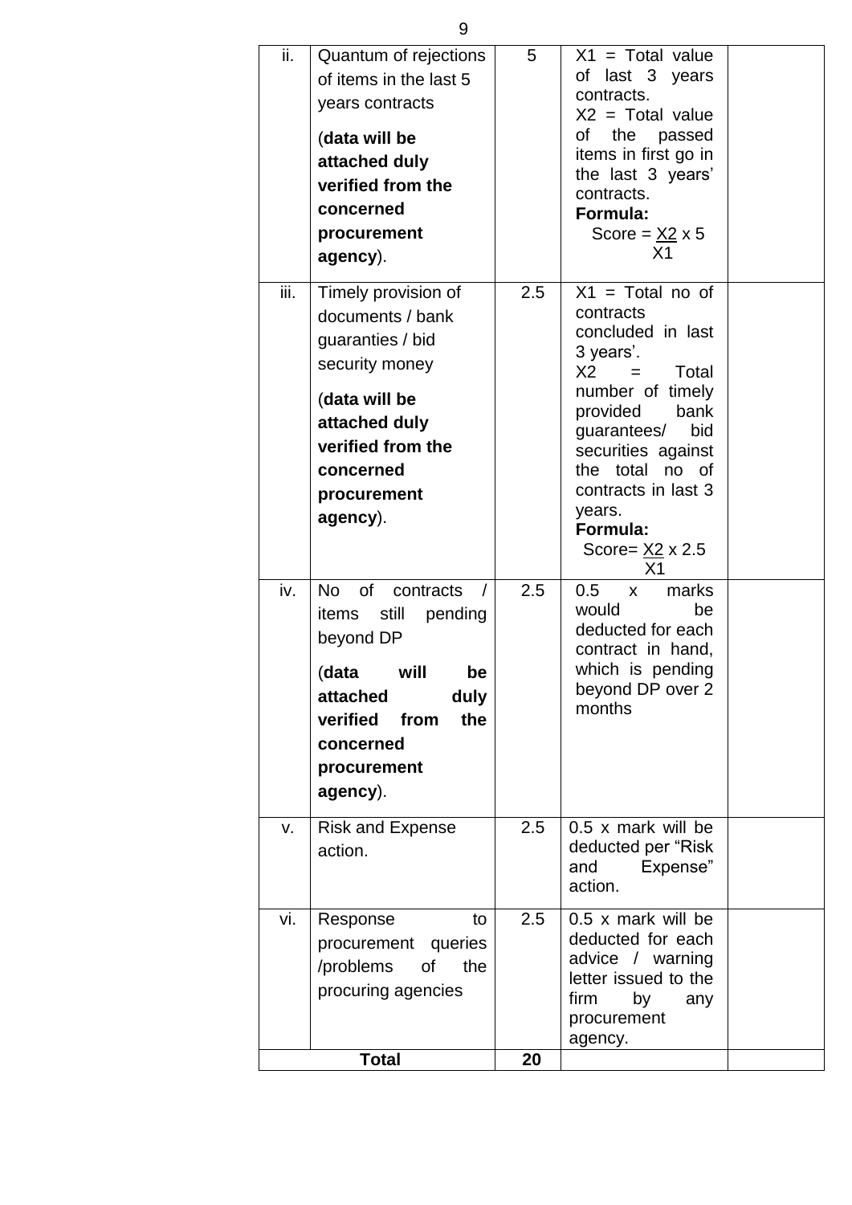| ii. | Quantum of rejections of items in the last 5 years contracts (**data will be attached duly verified from the concerned procurement agency**). | 5 | X1 = Total value of last 3 years contracts. X2 = Total value of the passed items in first go in the last 3 years' contracts. **Formula:** Score = $\frac{X2}{X1} \times 5$ | |
|---|---|---|---|---|
| iii. | Timely provision of documents / bank guaranties / bid security money (**data will be attached duly verified from the concerned procurement agency**). | 2.5 | X1 = Total no of contracts concluded in last 3 years'. X2 = Total number of timely provided bank guarantees/ bid securities against the total no of contracts in last 3 years. **Formula:** Score= $\frac{X2}{X1} \times 2.5$ | |
| iv. | No of contracts / items still pending beyond DP (**data will be attached duly verified from the concerned procurement agency**). | 2.5 | 0.5 x marks would be deducted for each contract in hand, which is pending beyond DP over 2 months | |
| v. | Risk and Expense action. | 2.5 | 0.5 x mark will be deducted per "Risk and Expense" action. | |
| vi. | Response to procurement queries /problems of the procuring agencies | 2.5 | 0.5 x mark will be deducted for each advice / warning letter issued to the firm by any procurement agency. | |
| | **Total** | **20** | | |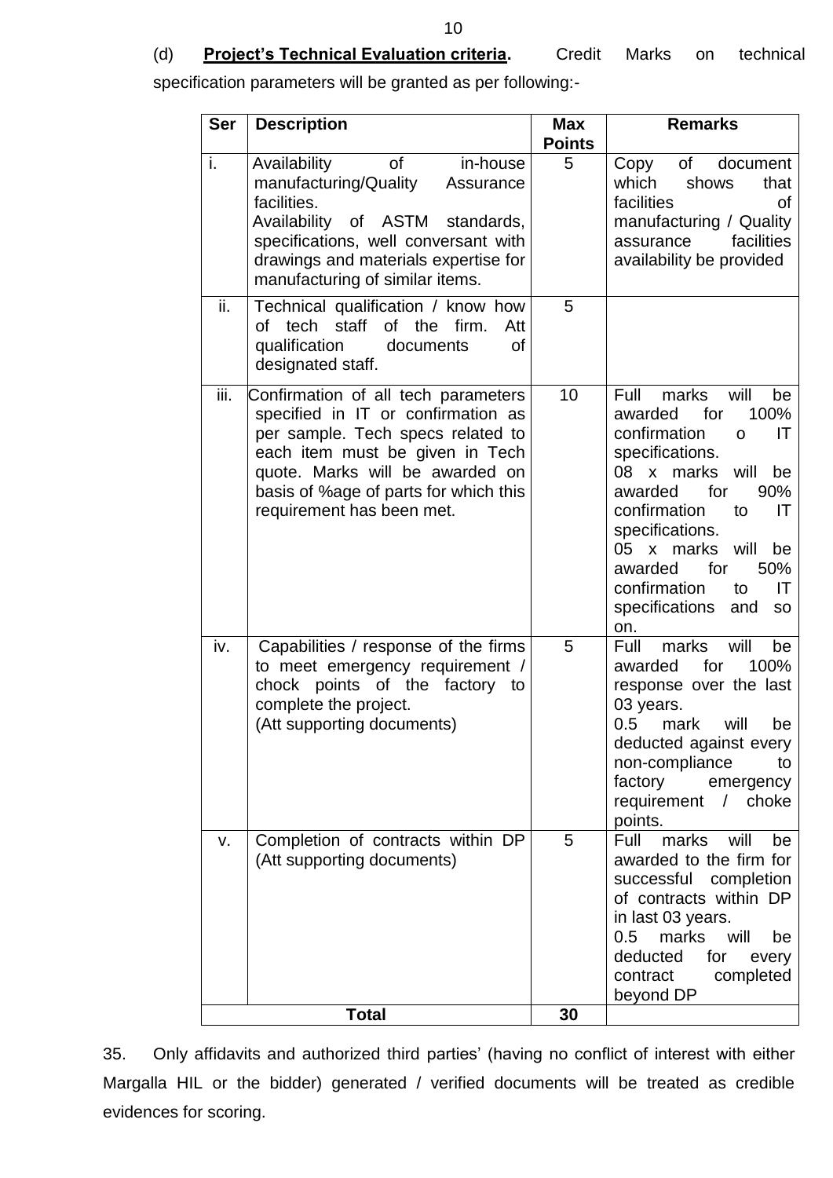(d) **<u>Project's Technical Evaluation criteria</u>.** Credit Marks on technical specification parameters will be granted as per following:-

| Ser | Description | Max Points | Remarks |
|---|---|---|---|
| i. | Availability of in-house manufacturing/Quality Assurance facilities. Availability of ASTM standards, specifications, well conversant with drawings and materials expertise for manufacturing of similar items. | 5 | Copy of document which shows that facilities of manufacturing / Quality assurance facilities availability be provided |
| ii. | Technical qualification / know how of tech staff of the firm. Att qualification documents of designated staff. | 5 | |
| iii. | Confirmation of all tech parameters specified in IT or confirmation as per sample. Tech specs related to each item must be given in Tech quote. Marks will be awarded on basis of %age of parts for which this requirement has been met. | 10 | Full marks will be awarded for 100% confirmation o IT specifications. 08 x marks will be awarded for 90% confirmation to IT specifications. 05 x marks will be awarded for 50% confirmation to IT specifications and so on. |
| iv. | Capabilities / response of the firms to meet emergency requirement / chock points of the factory to complete the project. (Att supporting documents) | 5 | Full marks will be awarded for 100% response over the last 03 years. 0.5 mark will be deducted against every non-compliance to factory emergency requirement / choke points. |
| v. | Completion of contracts within DP (Att supporting documents) | 5 | Full marks will be awarded to the firm for successful completion of contracts within DP in last 03 years. 0.5 marks will be deducted for every contract completed beyond DP |
| **Total** | | **30** | |

35. Only affidavits and authorized third parties' (having no conflict of interest with either Margalla HIL or the bidder) generated / verified documents will be treated as credible evidences for scoring.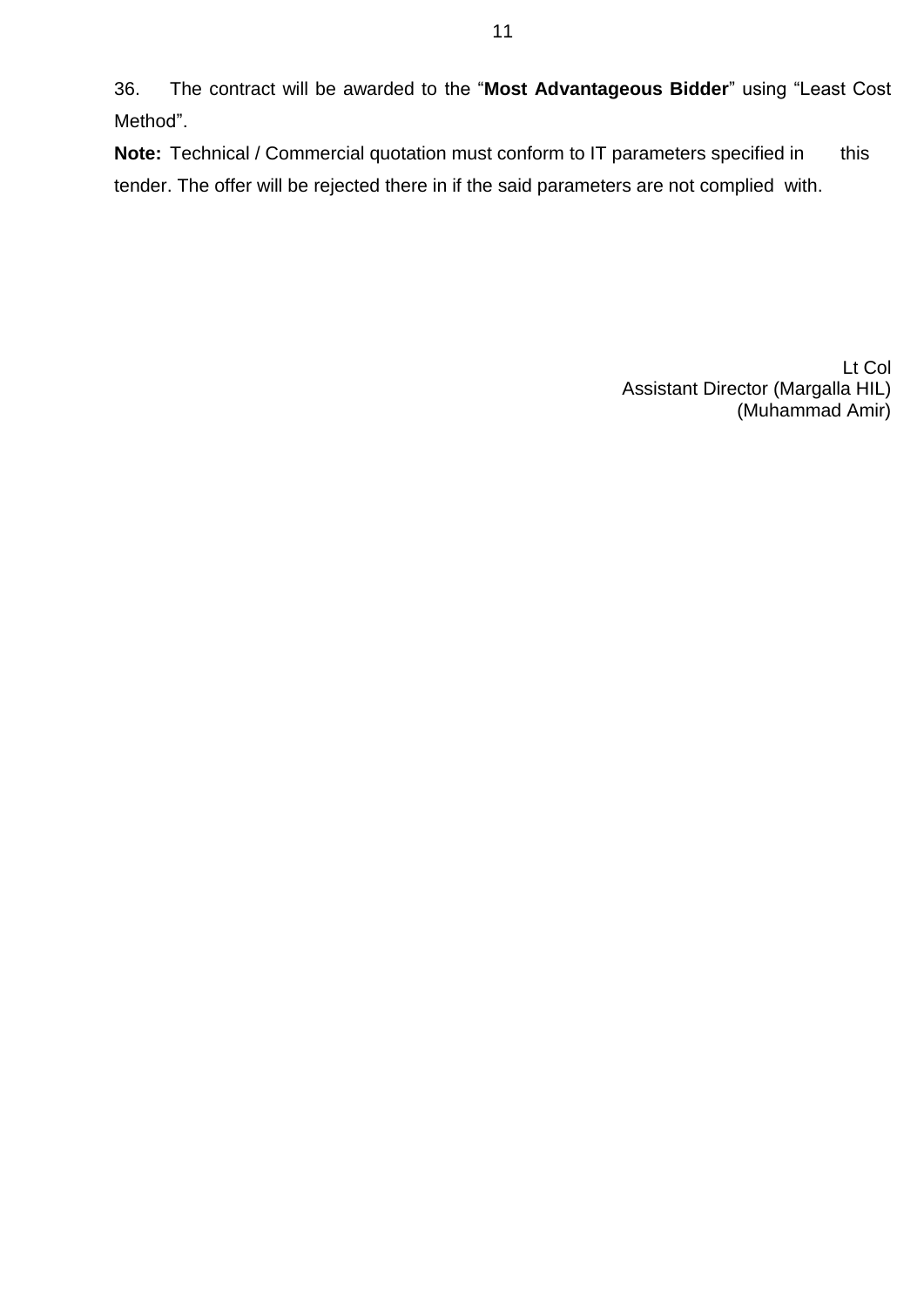36. The contract will be awarded to the "**Most Advantageous Bidder**" using "Least Cost Method".

**Note:** Technical / Commercial quotation must conform to IT parameters specified in this tender. The offer will be rejected there in if the said parameters are not complied with.

Lt Col
Assistant Director (Margalla HIL)
(Muhammad Amir)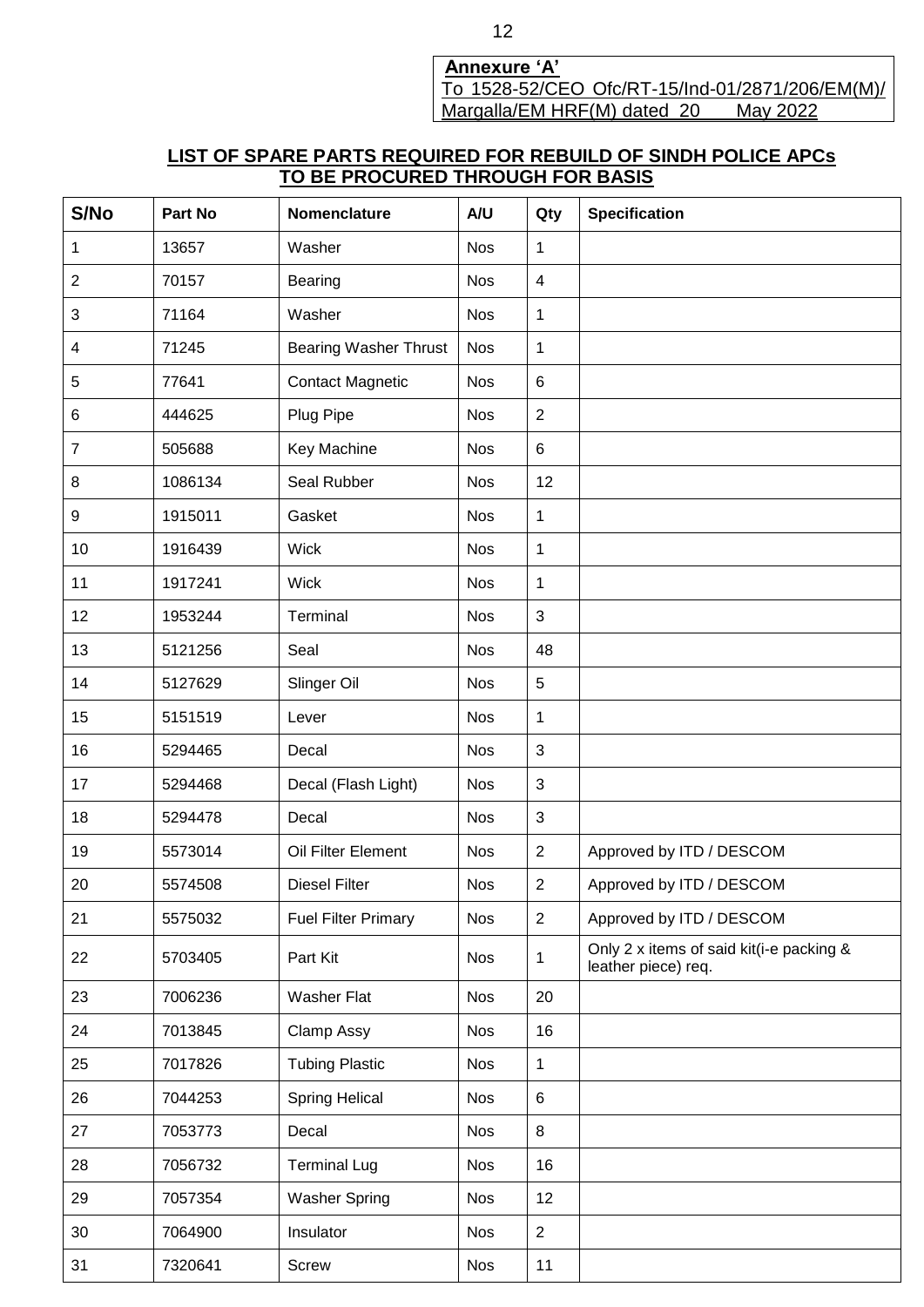**Annexure 'A'**
To 1528-52/CEO Ofc/RT-15/Ind-01/2871/206/EM(M)/
Margalla/EM HRF(M) dated 20 May 2022

## LIST OF SPARE PARTS REQUIRED FOR REBUILD OF SINDH POLICE APCs TO BE PROCURED THROUGH FOR BASIS

| S/No | Part No | Nomenclature | A/U | Qty | Specification |
|---|---|---|---|---|---|
| 1 | 13657 | Washer | Nos | 1 | |
| 2 | 70157 | Bearing | Nos | 4 | |
| 3 | 71164 | Washer | Nos | 1 | |
| 4 | 71245 | Bearing Washer Thrust | Nos | 1 | |
| 5 | 77641 | Contact Magnetic | Nos | 6 | |
| 6 | 444625 | Plug Pipe | Nos | 2 | |
| 7 | 505688 | Key Machine | Nos | 6 | |
| 8 | 1086134 | Seal Rubber | Nos | 12 | |
| 9 | 1915011 | Gasket | Nos | 1 | |
| 10 | 1916439 | Wick | Nos | 1 | |
| 11 | 1917241 | Wick | Nos | 1 | |
| 12 | 1953244 | Terminal | Nos | 3 | |
| 13 | 5121256 | Seal | Nos | 48 | |
| 14 | 5127629 | Slinger Oil | Nos | 5 | |
| 15 | 5151519 | Lever | Nos | 1 | |
| 16 | 5294465 | Decal | Nos | 3 | |
| 17 | 5294468 | Decal (Flash Light) | Nos | 3 | |
| 18 | 5294478 | Decal | Nos | 3 | |
| 19 | 5573014 | Oil Filter Element | Nos | 2 | Approved by ITD / DESCOM |
| 20 | 5574508 | Diesel Filter | Nos | 2 | Approved by ITD / DESCOM |
| 21 | 5575032 | Fuel Filter Primary | Nos | 2 | Approved by ITD / DESCOM |
| 22 | 5703405 | Part Kit | Nos | 1 | Only 2 x items of said kit(i-e packing & leather piece) req. |
| 23 | 7006236 | Washer Flat | Nos | 20 | |
| 24 | 7013845 | Clamp Assy | Nos | 16 | |
| 25 | 7017826 | Tubing Plastic | Nos | 1 | |
| 26 | 7044253 | Spring Helical | Nos | 6 | |
| 27 | 7053773 | Decal | Nos | 8 | |
| 28 | 7056732 | Terminal Lug | Nos | 16 | |
| 29 | 7057354 | Washer Spring | Nos | 12 | |
| 30 | 7064900 | Insulator | Nos | 2 | |
| 31 | 7320641 | Screw | Nos | 11 | |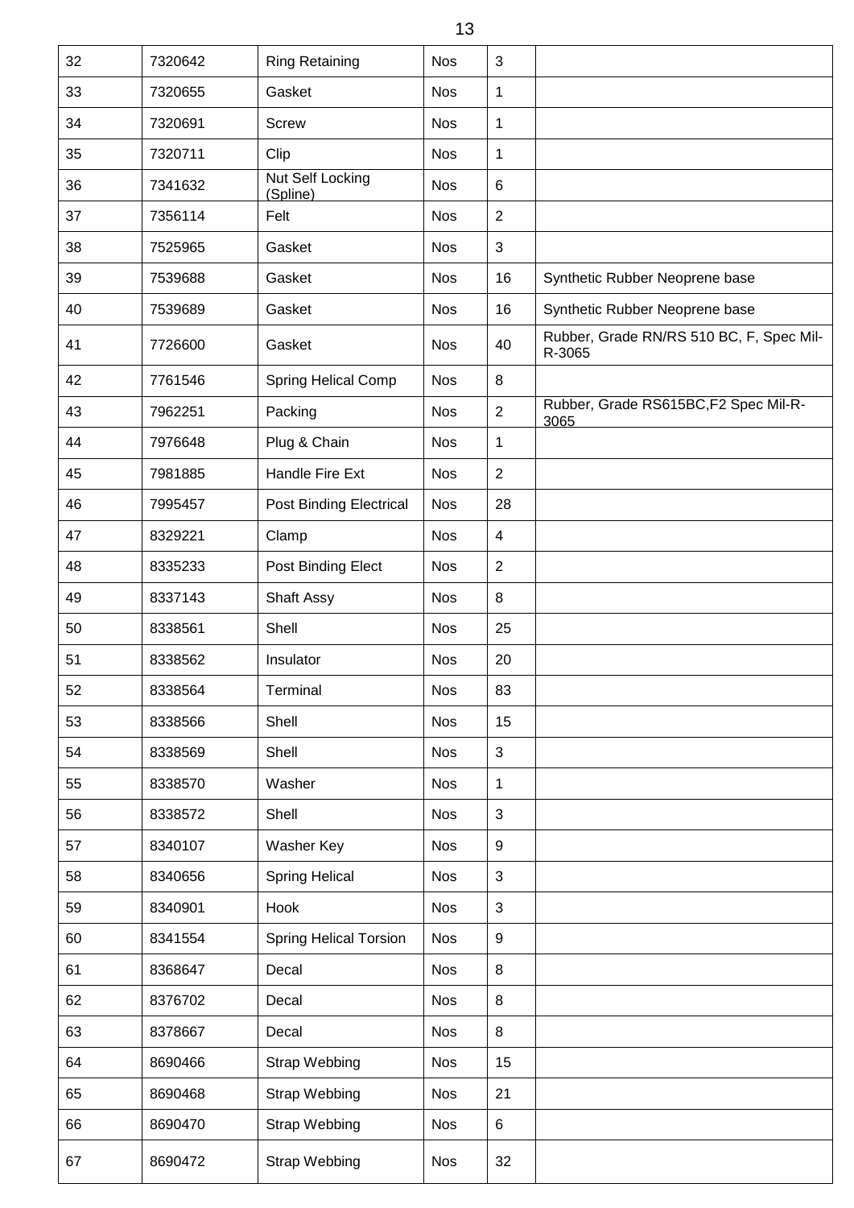| 32 | 7320642 | Ring Retaining | Nos | 3 | |
|---|---|---|---|---|---|
| 33 | 7320655 | Gasket | Nos | 1 | |
| 34 | 7320691 | Screw | Nos | 1 | |
| 35 | 7320711 | Clip | Nos | 1 | |
| 36 | 7341632 | Nut Self Locking (Spline) | Nos | 6 | |
| 37 | 7356114 | Felt | Nos | 2 | |
| 38 | 7525965 | Gasket | Nos | 3 | |
| 39 | 7539688 | Gasket | Nos | 16 | Synthetic Rubber Neoprene base |
| 40 | 7539689 | Gasket | Nos | 16 | Synthetic Rubber Neoprene base |
| 41 | 7726600 | Gasket | Nos | 40 | Rubber, Grade RN/RS 510 BC, F, Spec Mil-R-3065 |
| 42 | 7761546 | Spring Helical Comp | Nos | 8 | |
| 43 | 7962251 | Packing | Nos | 2 | Rubber, Grade RS615BC,F2 Spec Mil-R-3065 |
| 44 | 7976648 | Plug & Chain | Nos | 1 | |
| 45 | 7981885 | Handle Fire Ext | Nos | 2 | |
| 46 | 7995457 | Post Binding Electrical | Nos | 28 | |
| 47 | 8329221 | Clamp | Nos | 4 | |
| 48 | 8335233 | Post Binding Elect | Nos | 2 | |
| 49 | 8337143 | Shaft Assy | Nos | 8 | |
| 50 | 8338561 | Shell | Nos | 25 | |
| 51 | 8338562 | Insulator | Nos | 20 | |
| 52 | 8338564 | Terminal | Nos | 83 | |
| 53 | 8338566 | Shell | Nos | 15 | |
| 54 | 8338569 | Shell | Nos | 3 | |
| 55 | 8338570 | Washer | Nos | 1 | |
| 56 | 8338572 | Shell | Nos | 3 | |
| 57 | 8340107 | Washer Key | Nos | 9 | |
| 58 | 8340656 | Spring Helical | Nos | 3 | |
| 59 | 8340901 | Hook | Nos | 3 | |
| 60 | 8341554 | Spring Helical Torsion | Nos | 9 | |
| 61 | 8368647 | Decal | Nos | 8 | |
| 62 | 8376702 | Decal | Nos | 8 | |
| 63 | 8378667 | Decal | Nos | 8 | |
| 64 | 8690466 | Strap Webbing | Nos | 15 | |
| 65 | 8690468 | Strap Webbing | Nos | 21 | |
| 66 | 8690470 | Strap Webbing | Nos | 6 | |
| 67 | 8690472 | Strap Webbing | Nos | 32 | |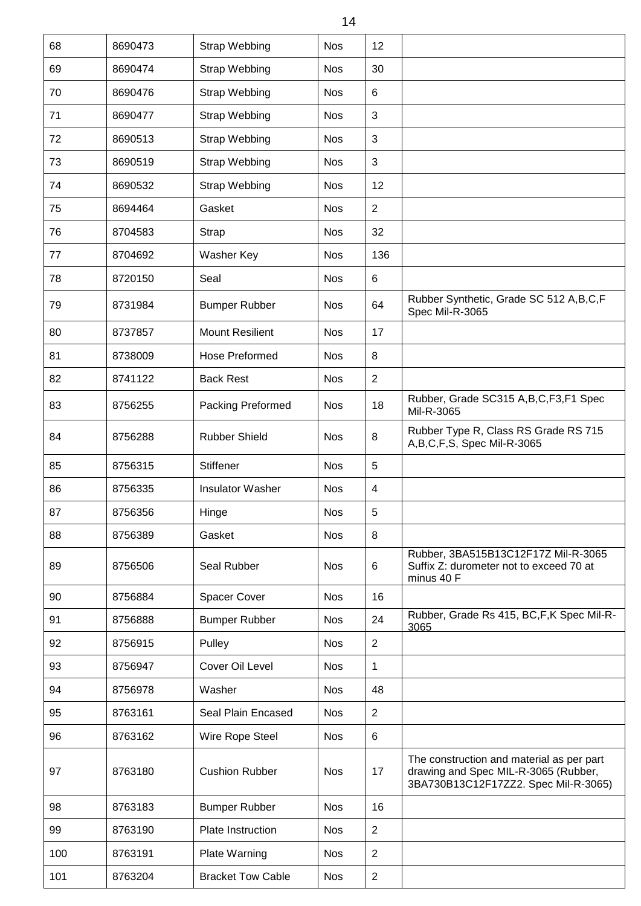| 68 | 8690473 | Strap Webbing | Nos | 12 | |
|---|---|---|---|---|---|
| 69 | 8690474 | Strap Webbing | Nos | 30 | |
| 70 | 8690476 | Strap Webbing | Nos | 6 | |
| 71 | 8690477 | Strap Webbing | Nos | 3 | |
| 72 | 8690513 | Strap Webbing | Nos | 3 | |
| 73 | 8690519 | Strap Webbing | Nos | 3 | |
| 74 | 8690532 | Strap Webbing | Nos | 12 | |
| 75 | 8694464 | Gasket | Nos | 2 | |
| 76 | 8704583 | Strap | Nos | 32 | |
| 77 | 8704692 | Washer Key | Nos | 136 | |
| 78 | 8720150 | Seal | Nos | 6 | |
| 79 | 8731984 | Bumper Rubber | Nos | 64 | Rubber Synthetic, Grade SC 512 A,B,C,F Spec Mil-R-3065 |
| 80 | 8737857 | Mount Resilient | Nos | 17 | |
| 81 | 8738009 | Hose Preformed | Nos | 8 | |
| 82 | 8741122 | Back Rest | Nos | 2 | |
| 83 | 8756255 | Packing Preformed | Nos | 18 | Rubber, Grade SC315 A,B,C,F3,F1 Spec Mil-R-3065 |
| 84 | 8756288 | Rubber Shield | Nos | 8 | Rubber Type R, Class RS Grade RS 715 A,B,C,F,S, Spec Mil-R-3065 |
| 85 | 8756315 | Stiffener | Nos | 5 | |
| 86 | 8756335 | Insulator Washer | Nos | 4 | |
| 87 | 8756356 | Hinge | Nos | 5 | |
| 88 | 8756389 | Gasket | Nos | 8 | |
| 89 | 8756506 | Seal Rubber | Nos | 6 | Rubber, 3BA515B13C12F17Z Mil-R-3065 Suffix Z: durometer not to exceed 70 at minus 40 F |
| 90 | 8756884 | Spacer Cover | Nos | 16 | |
| 91 | 8756888 | Bumper Rubber | Nos | 24 | Rubber, Grade Rs 415, BC,F,K Spec Mil-R-3065 |
| 92 | 8756915 | Pulley | Nos | 2 | |
| 93 | 8756947 | Cover Oil Level | Nos | 1 | |
| 94 | 8756978 | Washer | Nos | 48 | |
| 95 | 8763161 | Seal Plain Encased | Nos | 2 | |
| 96 | 8763162 | Wire Rope Steel | Nos | 6 | |
| 97 | 8763180 | Cushion Rubber | Nos | 17 | The construction and material as per part drawing and Spec MIL-R-3065 (Rubber, 3BA730B13C12F17ZZ2. Spec Mil-R-3065) |
| 98 | 8763183 | Bumper Rubber | Nos | 16 | |
| 99 | 8763190 | Plate Instruction | Nos | 2 | |
| 100 | 8763191 | Plate Warning | Nos | 2 | |
| 101 | 8763204 | Bracket Tow Cable | Nos | 2 | |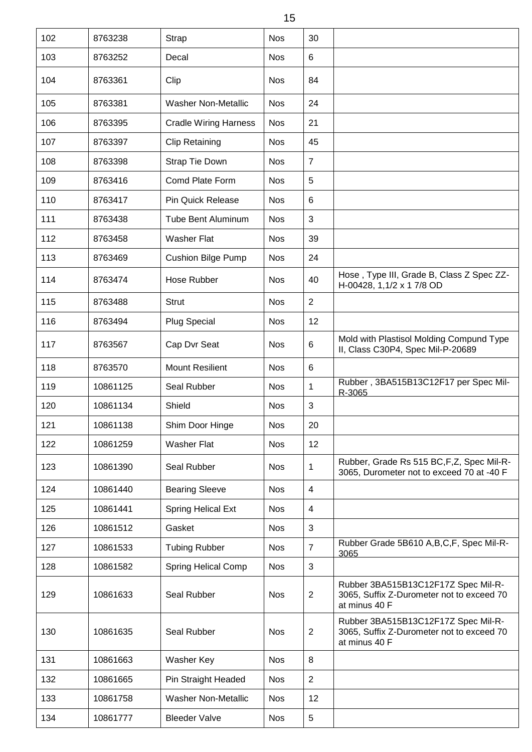| 102 | 8763238 | Strap | Nos | 30 | |
|---|---|---|---|---|---|
| 103 | 8763252 | Decal | Nos | 6 | |
| 104 | 8763361 | Clip | Nos | 84 | |
| 105 | 8763381 | Washer Non-Metallic | Nos | 24 | |
| 106 | 8763395 | Cradle Wiring Harness | Nos | 21 | |
| 107 | 8763397 | Clip Retaining | Nos | 45 | |
| 108 | 8763398 | Strap Tie Down | Nos | 7 | |
| 109 | 8763416 | Comd Plate Form | Nos | 5 | |
| 110 | 8763417 | Pin Quick Release | Nos | 6 | |
| 111 | 8763438 | Tube Bent Aluminum | Nos | 3 | |
| 112 | 8763458 | Washer Flat | Nos | 39 | |
| 113 | 8763469 | Cushion Bilge Pump | Nos | 24 | |
| 114 | 8763474 | Hose Rubber | Nos | 40 | Hose , Type III, Grade B, Class Z Spec ZZ-H-00428, 1,1/2 x 1 7/8 OD |
| 115 | 8763488 | Strut | Nos | 2 | |
| 116 | 8763494 | Plug Special | Nos | 12 | |
| 117 | 8763567 | Cap Dvr Seat | Nos | 6 | Mold with Plastisol Molding Compund Type II, Class C30P4, Spec Mil-P-20689 |
| 118 | 8763570 | Mount Resilient | Nos | 6 | |
| 119 | 10861125 | Seal Rubber | Nos | 1 | Rubber , 3BA515B13C12F17 per Spec Mil-R-3065 |
| 120 | 10861134 | Shield | Nos | 3 | |
| 121 | 10861138 | Shim Door Hinge | Nos | 20 | |
| 122 | 10861259 | Washer Flat | Nos | 12 | |
| 123 | 10861390 | Seal Rubber | Nos | 1 | Rubber, Grade Rs 515 BC,F,Z, Spec Mil-R-3065, Durometer not to exceed 70 at -40 F |
| 124 | 10861440 | Bearing Sleeve | Nos | 4 | |
| 125 | 10861441 | Spring Helical Ext | Nos | 4 | |
| 126 | 10861512 | Gasket | Nos | 3 | |
| 127 | 10861533 | Tubing Rubber | Nos | 7 | Rubber Grade 5B610 A,B,C,F, Spec Mil-R-3065 |
| 128 | 10861582 | Spring Helical Comp | Nos | 3 | |
| 129 | 10861633 | Seal Rubber | Nos | 2 | Rubber 3BA515B13C12F17Z Spec Mil-R-3065, Suffix Z-Durometer not to exceed 70 at minus 40 F |
| 130 | 10861635 | Seal Rubber | Nos | 2 | Rubber 3BA515B13C12F17Z Spec Mil-R-3065, Suffix Z-Durometer not to exceed 70 at minus 40 F |
| 131 | 10861663 | Washer Key | Nos | 8 | |
| 132 | 10861665 | Pin Straight Headed | Nos | 2 | |
| 133 | 10861758 | Washer Non-Metallic | Nos | 12 | |
| 134 | 10861777 | Bleeder Valve | Nos | 5 | |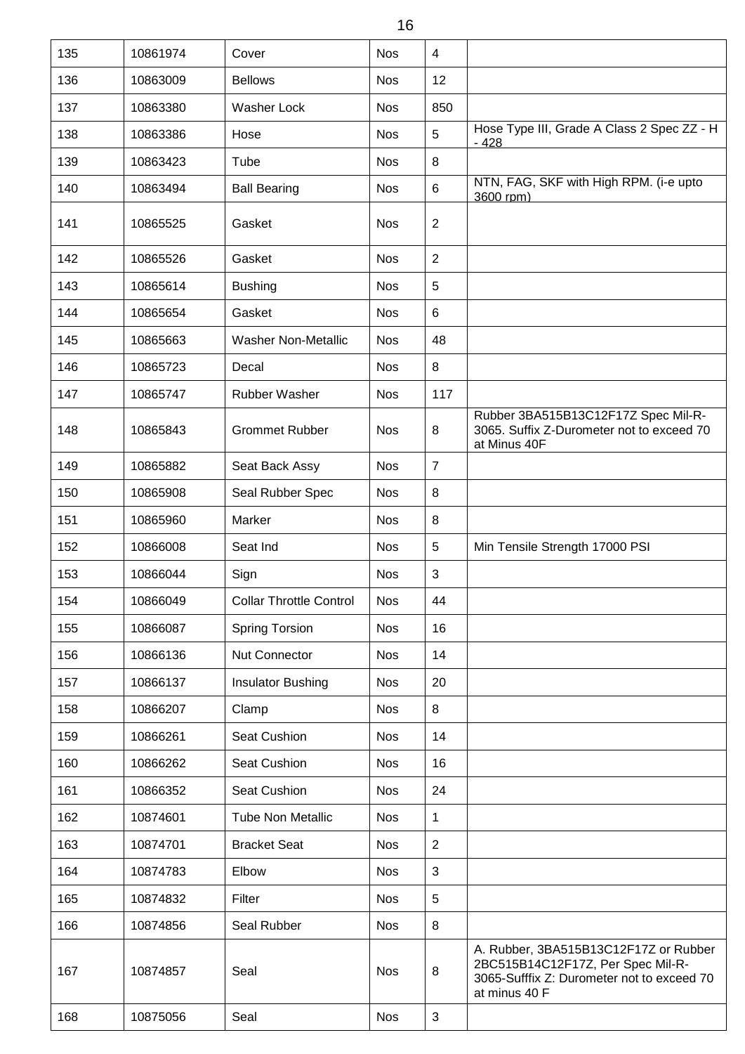| 135 | 10861974 | Cover | Nos | 4 | |
|---|---|---|---|---|---|
| 136 | 10863009 | Bellows | Nos | 12 | |
| 137 | 10863380 | Washer Lock | Nos | 850 | |
| 138 | 10863386 | Hose | Nos | 5 | Hose Type III, Grade A Class 2 Spec ZZ - H - 428 |
| 139 | 10863423 | Tube | Nos | 8 | |
| 140 | 10863494 | Ball Bearing | Nos | 6 | NTN, FAG, SKF with High RPM. (i-e upto 3600 rpm) |
| 141 | 10865525 | Gasket | Nos | 2 | |
| 142 | 10865526 | Gasket | Nos | 2 | |
| 143 | 10865614 | Bushing | Nos | 5 | |
| 144 | 10865654 | Gasket | Nos | 6 | |
| 145 | 10865663 | Washer Non-Metallic | Nos | 48 | |
| 146 | 10865723 | Decal | Nos | 8 | |
| 147 | 10865747 | Rubber Washer | Nos | 117 | |
| 148 | 10865843 | Grommet Rubber | Nos | 8 | Rubber 3BA515B13C12F17Z Spec Mil-R-3065. Suffix Z-Durometer not to exceed 70 at Minus 40F |
| 149 | 10865882 | Seat Back Assy | Nos | 7 | |
| 150 | 10865908 | Seal Rubber Spec | Nos | 8 | |
| 151 | 10865960 | Marker | Nos | 8 | |
| 152 | 10866008 | Seat Ind | Nos | 5 | Min Tensile Strength 17000 PSI |
| 153 | 10866044 | Sign | Nos | 3 | |
| 154 | 10866049 | Collar Throttle Control | Nos | 44 | |
| 155 | 10866087 | Spring Torsion | Nos | 16 | |
| 156 | 10866136 | Nut Connector | Nos | 14 | |
| 157 | 10866137 | Insulator Bushing | Nos | 20 | |
| 158 | 10866207 | Clamp | Nos | 8 | |
| 159 | 10866261 | Seat Cushion | Nos | 14 | |
| 160 | 10866262 | Seat Cushion | Nos | 16 | |
| 161 | 10866352 | Seat Cushion | Nos | 24 | |
| 162 | 10874601 | Tube Non Metallic | Nos | 1 | |
| 163 | 10874701 | Bracket Seat | Nos | 2 | |
| 164 | 10874783 | Elbow | Nos | 3 | |
| 165 | 10874832 | Filter | Nos | 5 | |
| 166 | 10874856 | Seal Rubber | Nos | 8 | |
| 167 | 10874857 | Seal | Nos | 8 | A. Rubber, 3BA515B13C12F17Z or Rubber 2BC515B14C12F17Z, Per Spec Mil-R-3065-Sufffix Z: Durometer not to exceed 70 at minus 40 F |
| 168 | 10875056 | Seal | Nos | 3 | |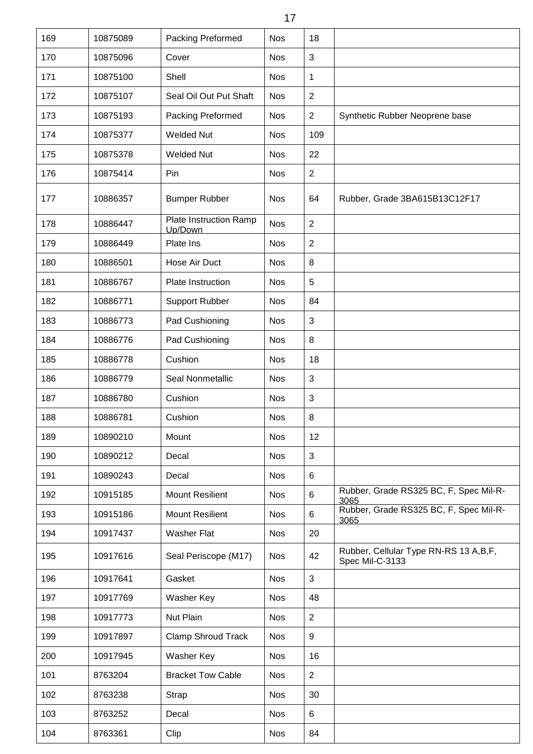| 169 | 10875089 | Packing Preformed | Nos | 18 | |
|---|---|---|---|---|---|
| 170 | 10875096 | Cover | Nos | 3 | |
| 171 | 10875100 | Shell | Nos | 1 | |
| 172 | 10875107 | Seal Oil Out Put Shaft | Nos | 2 | |
| 173 | 10875193 | Packing Preformed | Nos | 2 | Synthetic Rubber Neoprene base |
| 174 | 10875377 | Welded Nut | Nos | 109 | |
| 175 | 10875378 | Welded Nut | Nos | 22 | |
| 176 | 10875414 | Pin | Nos | 2 | |
| 177 | 10886357 | Bumper Rubber | Nos | 64 | Rubber, Grade 3BA615B13C12F17 |
| 178 | 10886447 | Plate Instruction Ramp Up/Down | Nos | 2 | |
| 179 | 10886449 | Plate Ins | Nos | 2 | |
| 180 | 10886501 | Hose Air Duct | Nos | 8 | |
| 181 | 10886767 | Plate Instruction | Nos | 5 | |
| 182 | 10886771 | Support Rubber | Nos | 84 | |
| 183 | 10886773 | Pad Cushioning | Nos | 3 | |
| 184 | 10886776 | Pad Cushioning | Nos | 8 | |
| 185 | 10886778 | Cushion | Nos | 18 | |
| 186 | 10886779 | Seal Nonmetallic | Nos | 3 | |
| 187 | 10886780 | Cushion | Nos | 3 | |
| 188 | 10886781 | Cushion | Nos | 8 | |
| 189 | 10890210 | Mount | Nos | 12 | |
| 190 | 10890212 | Decal | Nos | 3 | |
| 191 | 10890243 | Decal | Nos | 6 | |
| 192 | 10915185 | Mount Resilient | Nos | 6 | Rubber, Grade RS325 BC, F, Spec Mil-R-3065 |
| 193 | 10915186 | Mount Resilient | Nos | 6 | Rubber, Grade RS325 BC, F, Spec Mil-R-3065 |
| 194 | 10917437 | Washer Flat | Nos | 20 | |
| 195 | 10917616 | Seal Periscope (M17) | Nos | 42 | Rubber, Cellular Type RN-RS 13 A,B,F, Spec Mil-C-3133 |
| 196 | 10917641 | Gasket | Nos | 3 | |
| 197 | 10917769 | Washer Key | Nos | 48 | |
| 198 | 10917773 | Nut Plain | Nos | 2 | |
| 199 | 10917897 | Clamp Shroud Track | Nos | 9 | |
| 200 | 10917945 | Washer Key | Nos | 16 | |
| 101 | 8763204 | Bracket Tow Cable | Nos | 2 | |
| 102 | 8763238 | Strap | Nos | 30 | |
| 103 | 8763252 | Decal | Nos | 6 | |
| 104 | 8763361 | Clip | Nos | 84 | |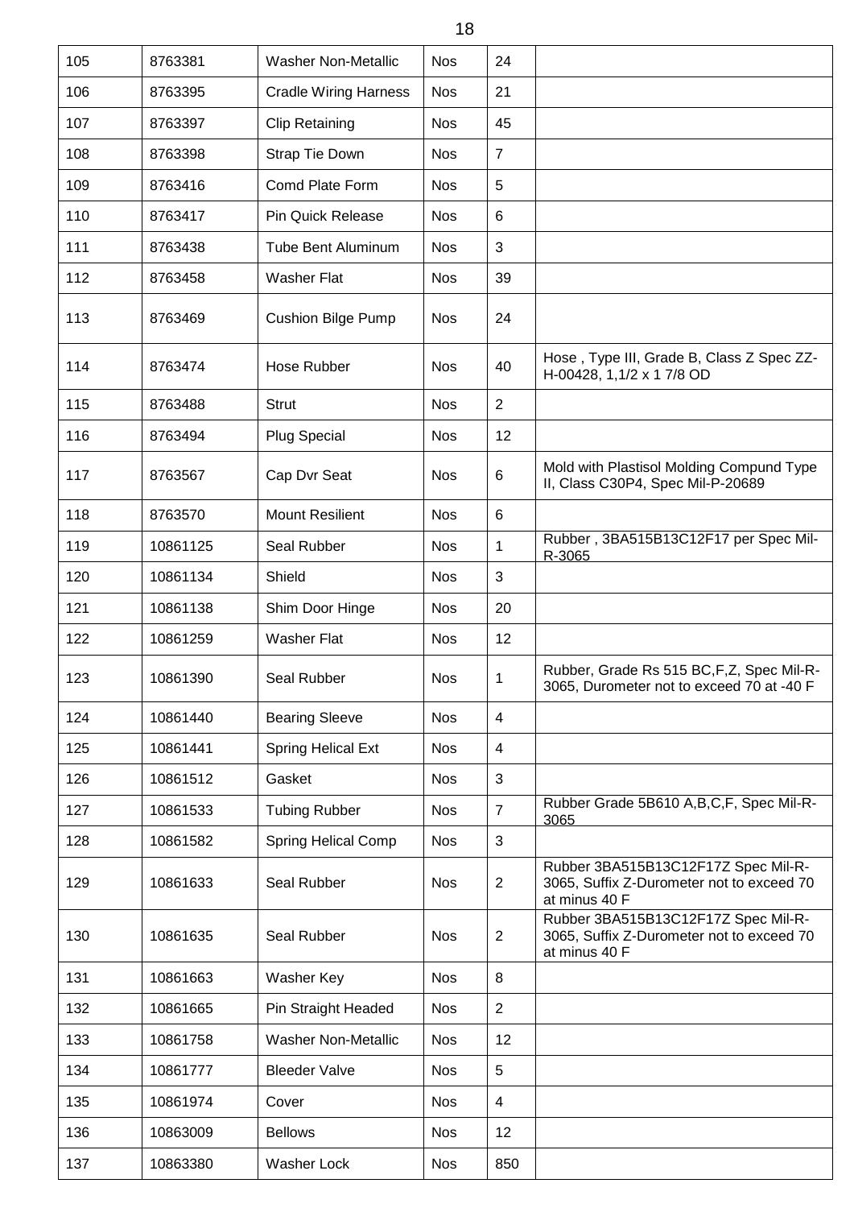| 105 | 8763381 | Washer Non-Metallic | Nos | 24 | |
|---|---|---|---|---|---|
| 106 | 8763395 | Cradle Wiring Harness | Nos | 21 | |
| 107 | 8763397 | Clip Retaining | Nos | 45 | |
| 108 | 8763398 | Strap Tie Down | Nos | 7 | |
| 109 | 8763416 | Comd Plate Form | Nos | 5 | |
| 110 | 8763417 | Pin Quick Release | Nos | 6 | |
| 111 | 8763438 | Tube Bent Aluminum | Nos | 3 | |
| 112 | 8763458 | Washer Flat | Nos | 39 | |
| 113 | 8763469 | Cushion Bilge Pump | Nos | 24 | |
| 114 | 8763474 | Hose Rubber | Nos | 40 | Hose , Type III, Grade B, Class Z Spec ZZ-H-00428, 1,1/2 x 1 7/8 OD |
| 115 | 8763488 | Strut | Nos | 2 | |
| 116 | 8763494 | Plug Special | Nos | 12 | |
| 117 | 8763567 | Cap Dvr Seat | Nos | 6 | Mold with Plastisol Molding Compund Type II, Class C30P4, Spec Mil-P-20689 |
| 118 | 8763570 | Mount Resilient | Nos | 6 | |
| 119 | 10861125 | Seal Rubber | Nos | 1 | Rubber , 3BA515B13C12F17 per Spec Mil-R-3065 |
| 120 | 10861134 | Shield | Nos | 3 | |
| 121 | 10861138 | Shim Door Hinge | Nos | 20 | |
| 122 | 10861259 | Washer Flat | Nos | 12 | |
| 123 | 10861390 | Seal Rubber | Nos | 1 | Rubber, Grade Rs 515 BC,F,Z, Spec Mil-R-3065, Durometer not to exceed 70 at -40 F |
| 124 | 10861440 | Bearing Sleeve | Nos | 4 | |
| 125 | 10861441 | Spring Helical Ext | Nos | 4 | |
| 126 | 10861512 | Gasket | Nos | 3 | |
| 127 | 10861533 | Tubing Rubber | Nos | 7 | Rubber Grade 5B610 A,B,C,F, Spec Mil-R-3065 |
| 128 | 10861582 | Spring Helical Comp | Nos | 3 | |
| 129 | 10861633 | Seal Rubber | Nos | 2 | Rubber 3BA515B13C12F17Z Spec Mil-R-3065, Suffix Z-Durometer not to exceed 70 at minus 40 F |
| 130 | 10861635 | Seal Rubber | Nos | 2 | Rubber 3BA515B13C12F17Z Spec Mil-R-3065, Suffix Z-Durometer not to exceed 70 at minus 40 F |
| 131 | 10861663 | Washer Key | Nos | 8 | |
| 132 | 10861665 | Pin Straight Headed | Nos | 2 | |
| 133 | 10861758 | Washer Non-Metallic | Nos | 12 | |
| 134 | 10861777 | Bleeder Valve | Nos | 5 | |
| 135 | 10861974 | Cover | Nos | 4 | |
| 136 | 10863009 | Bellows | Nos | 12 | |
| 137 | 10863380 | Washer Lock | Nos | 850 | |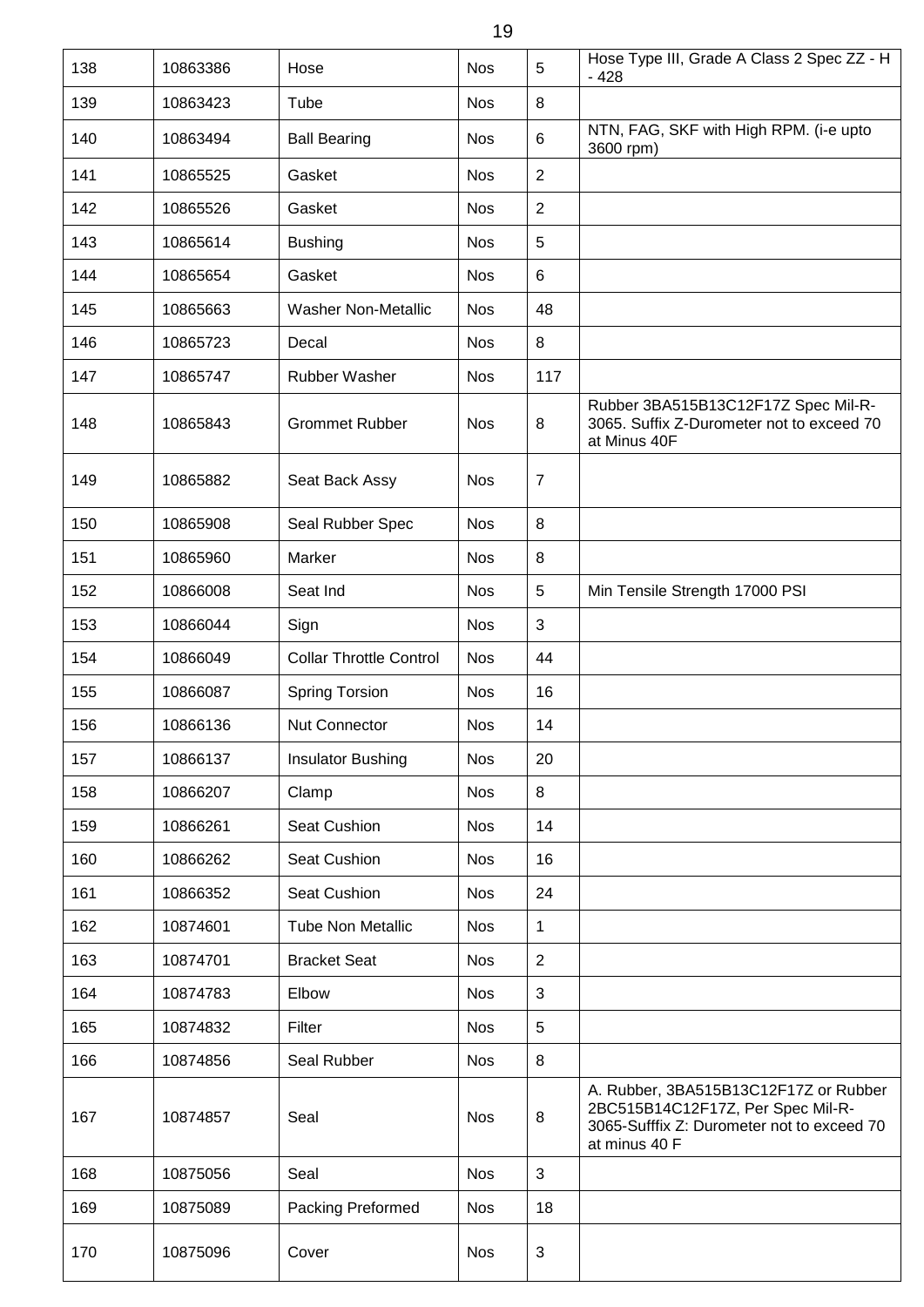| 138 | 10863386 | Hose | Nos | 5 | Hose Type III, Grade A Class 2 Spec ZZ - H - 428 |
|---|---|---|---|---|---|
| 139 | 10863423 | Tube | Nos | 8 | |
| 140 | 10863494 | Ball Bearing | Nos | 6 | NTN, FAG, SKF with High RPM. (i-e upto 3600 rpm) |
| 141 | 10865525 | Gasket | Nos | 2 | |
| 142 | 10865526 | Gasket | Nos | 2 | |
| 143 | 10865614 | Bushing | Nos | 5 | |
| 144 | 10865654 | Gasket | Nos | 6 | |
| 145 | 10865663 | Washer Non-Metallic | Nos | 48 | |
| 146 | 10865723 | Decal | Nos | 8 | |
| 147 | 10865747 | Rubber Washer | Nos | 117 | |
| 148 | 10865843 | Grommet Rubber | Nos | 8 | Rubber 3BA515B13C12F17Z Spec Mil-R-3065. Suffix Z-Durometer not to exceed 70 at Minus 40F |
| 149 | 10865882 | Seat Back Assy | Nos | 7 | |
| 150 | 10865908 | Seal Rubber Spec | Nos | 8 | |
| 151 | 10865960 | Marker | Nos | 8 | |
| 152 | 10866008 | Seat Ind | Nos | 5 | Min Tensile Strength 17000 PSI |
| 153 | 10866044 | Sign | Nos | 3 | |
| 154 | 10866049 | Collar Throttle Control | Nos | 44 | |
| 155 | 10866087 | Spring Torsion | Nos | 16 | |
| 156 | 10866136 | Nut Connector | Nos | 14 | |
| 157 | 10866137 | Insulator Bushing | Nos | 20 | |
| 158 | 10866207 | Clamp | Nos | 8 | |
| 159 | 10866261 | Seat Cushion | Nos | 14 | |
| 160 | 10866262 | Seat Cushion | Nos | 16 | |
| 161 | 10866352 | Seat Cushion | Nos | 24 | |
| 162 | 10874601 | Tube Non Metallic | Nos | 1 | |
| 163 | 10874701 | Bracket Seat | Nos | 2 | |
| 164 | 10874783 | Elbow | Nos | 3 | |
| 165 | 10874832 | Filter | Nos | 5 | |
| 166 | 10874856 | Seal Rubber | Nos | 8 | |
| 167 | 10874857 | Seal | Nos | 8 | A. Rubber, 3BA515B13C12F17Z or Rubber 2BC515B14C12F17Z, Per Spec Mil-R-3065-Sufffix Z: Durometer not to exceed 70 at minus 40 F |
| 168 | 10875056 | Seal | Nos | 3 | |
| 169 | 10875089 | Packing Preformed | Nos | 18 | |
| 170 | 10875096 | Cover | Nos | 3 | |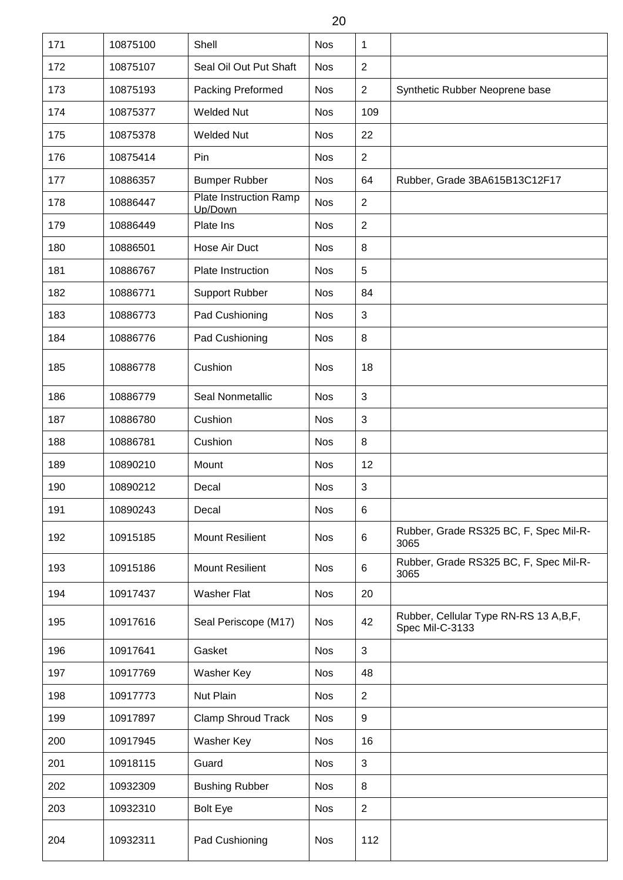| 171 | 10875100 | Shell | Nos | 1 | |
|---|---|---|---|---|---|
| 172 | 10875107 | Seal Oil Out Put Shaft | Nos | 2 | |
| 173 | 10875193 | Packing Preformed | Nos | 2 | Synthetic Rubber Neoprene base |
| 174 | 10875377 | Welded Nut | Nos | 109 | |
| 175 | 10875378 | Welded Nut | Nos | 22 | |
| 176 | 10875414 | Pin | Nos | 2 | |
| 177 | 10886357 | Bumper Rubber | Nos | 64 | Rubber, Grade 3BA615B13C12F17 |
| 178 | 10886447 | Plate Instruction Ramp Up/Down | Nos | 2 | |
| 179 | 10886449 | Plate Ins | Nos | 2 | |
| 180 | 10886501 | Hose Air Duct | Nos | 8 | |
| 181 | 10886767 | Plate Instruction | Nos | 5 | |
| 182 | 10886771 | Support Rubber | Nos | 84 | |
| 183 | 10886773 | Pad Cushioning | Nos | 3 | |
| 184 | 10886776 | Pad Cushioning | Nos | 8 | |
| 185 | 10886778 | Cushion | Nos | 18 | |
| 186 | 10886779 | Seal Nonmetallic | Nos | 3 | |
| 187 | 10886780 | Cushion | Nos | 3 | |
| 188 | 10886781 | Cushion | Nos | 8 | |
| 189 | 10890210 | Mount | Nos | 12 | |
| 190 | 10890212 | Decal | Nos | 3 | |
| 191 | 10890243 | Decal | Nos | 6 | |
| 192 | 10915185 | Mount Resilient | Nos | 6 | Rubber, Grade RS325 BC, F, Spec Mil-R-3065 |
| 193 | 10915186 | Mount Resilient | Nos | 6 | Rubber, Grade RS325 BC, F, Spec Mil-R-3065 |
| 194 | 10917437 | Washer Flat | Nos | 20 | |
| 195 | 10917616 | Seal Periscope (M17) | Nos | 42 | Rubber, Cellular Type RN-RS 13 A,B,F, Spec Mil-C-3133 |
| 196 | 10917641 | Gasket | Nos | 3 | |
| 197 | 10917769 | Washer Key | Nos | 48 | |
| 198 | 10917773 | Nut Plain | Nos | 2 | |
| 199 | 10917897 | Clamp Shroud Track | Nos | 9 | |
| 200 | 10917945 | Washer Key | Nos | 16 | |
| 201 | 10918115 | Guard | Nos | 3 | |
| 202 | 10932309 | Bushing Rubber | Nos | 8 | |
| 203 | 10932310 | Bolt Eye | Nos | 2 | |
| 204 | 10932311 | Pad Cushioning | Nos | 112 | |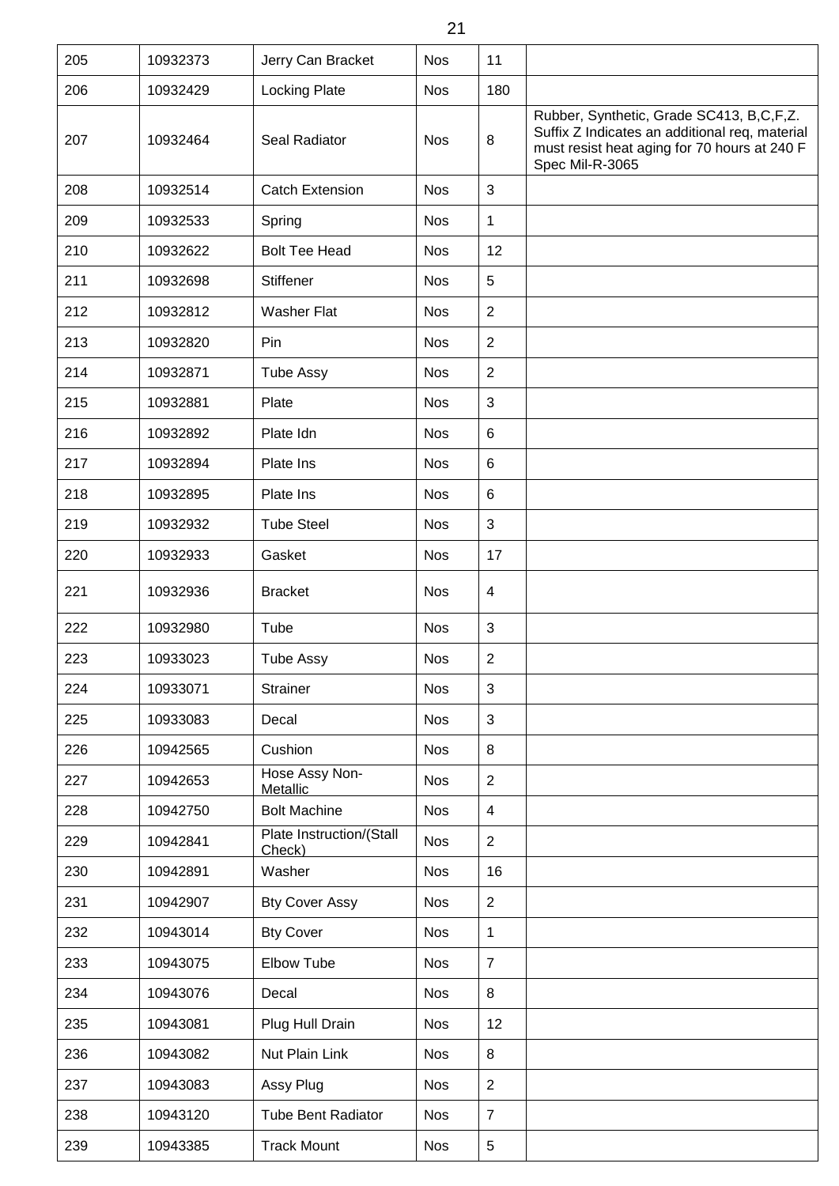| 205 | 10932373 | Jerry Can Bracket | Nos | 11 | |
|---|---|---|---|---|---|
| 206 | 10932429 | Locking Plate | Nos | 180 | |
| 207 | 10932464 | Seal Radiator | Nos | 8 | Rubber, Synthetic, Grade SC413, B,C,F,Z. Suffix Z Indicates an additional req, material must resist heat aging for 70 hours at 240 F Spec Mil-R-3065 |
| 208 | 10932514 | Catch Extension | Nos | 3 | |
| 209 | 10932533 | Spring | Nos | 1 | |
| 210 | 10932622 | Bolt Tee Head | Nos | 12 | |
| 211 | 10932698 | Stiffener | Nos | 5 | |
| 212 | 10932812 | Washer Flat | Nos | 2 | |
| 213 | 10932820 | Pin | Nos | 2 | |
| 214 | 10932871 | Tube Assy | Nos | 2 | |
| 215 | 10932881 | Plate | Nos | 3 | |
| 216 | 10932892 | Plate Idn | Nos | 6 | |
| 217 | 10932894 | Plate Ins | Nos | 6 | |
| 218 | 10932895 | Plate Ins | Nos | 6 | |
| 219 | 10932932 | Tube Steel | Nos | 3 | |
| 220 | 10932933 | Gasket | Nos | 17 | |
| 221 | 10932936 | Bracket | Nos | 4 | |
| 222 | 10932980 | Tube | Nos | 3 | |
| 223 | 10933023 | Tube Assy | Nos | 2 | |
| 224 | 10933071 | Strainer | Nos | 3 | |
| 225 | 10933083 | Decal | Nos | 3 | |
| 226 | 10942565 | Cushion | Nos | 8 | |
| 227 | 10942653 | Hose Assy Non-Metallic | Nos | 2 | |
| 228 | 10942750 | Bolt Machine | Nos | 4 | |
| 229 | 10942841 | Plate Instruction/(Stall Check) | Nos | 2 | |
| 230 | 10942891 | Washer | Nos | 16 | |
| 231 | 10942907 | Bty Cover Assy | Nos | 2 | |
| 232 | 10943014 | Bty Cover | Nos | 1 | |
| 233 | 10943075 | Elbow Tube | Nos | 7 | |
| 234 | 10943076 | Decal | Nos | 8 | |
| 235 | 10943081 | Plug Hull Drain | Nos | 12 | |
| 236 | 10943082 | Nut Plain Link | Nos | 8 | |
| 237 | 10943083 | Assy Plug | Nos | 2 | |
| 238 | 10943120 | Tube Bent Radiator | Nos | 7 | |
| 239 | 10943385 | Track Mount | Nos | 5 | |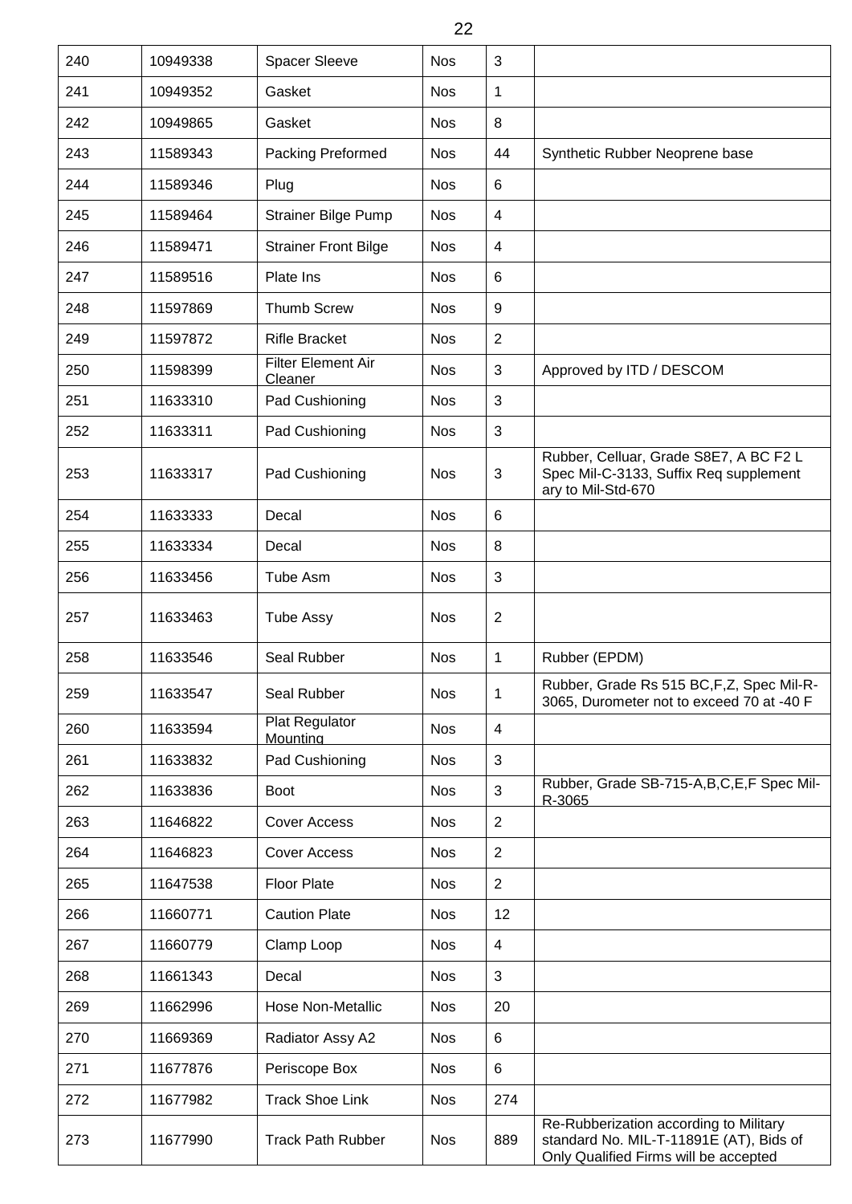| 240 | 10949338 | Spacer Sleeve | Nos | 3 | |
|---|---|---|---|---|---|
| 241 | 10949352 | Gasket | Nos | 1 | |
| 242 | 10949865 | Gasket | Nos | 8 | |
| 243 | 11589343 | Packing Preformed | Nos | 44 | Synthetic Rubber Neoprene base |
| 244 | 11589346 | Plug | Nos | 6 | |
| 245 | 11589464 | Strainer Bilge Pump | Nos | 4 | |
| 246 | 11589471 | Strainer Front Bilge | Nos | 4 | |
| 247 | 11589516 | Plate Ins | Nos | 6 | |
| 248 | 11597869 | Thumb Screw | Nos | 9 | |
| 249 | 11597872 | Rifle Bracket | Nos | 2 | |
| 250 | 11598399 | Filter Element Air Cleaner | Nos | 3 | Approved by ITD / DESCOM |
| 251 | 11633310 | Pad Cushioning | Nos | 3 | |
| 252 | 11633311 | Pad Cushioning | Nos | 3 | |
| 253 | 11633317 | Pad Cushioning | Nos | 3 | Rubber, Celluar, Grade S8E7, A BC F2 L Spec Mil-C-3133, Suffix Req supplement ary to Mil-Std-670 |
| 254 | 11633333 | Decal | Nos | 6 | |
| 255 | 11633334 | Decal | Nos | 8 | |
| 256 | 11633456 | Tube Asm | Nos | 3 | |
| 257 | 11633463 | Tube Assy | Nos | 2 | |
| 258 | 11633546 | Seal Rubber | Nos | 1 | Rubber (EPDM) |
| 259 | 11633547 | Seal Rubber | Nos | 1 | Rubber, Grade Rs 515 BC,F,Z, Spec Mil-R-3065, Durometer not to exceed 70 at -40 F |
| 260 | 11633594 | Plat Regulator Mounting | Nos | 4 | |
| 261 | 11633832 | Pad Cushioning | Nos | 3 | |
| 262 | 11633836 | Boot | Nos | 3 | Rubber, Grade SB-715-A,B,C,E,F Spec Mil-R-3065 |
| 263 | 11646822 | Cover Access | Nos | 2 | |
| 264 | 11646823 | Cover Access | Nos | 2 | |
| 265 | 11647538 | Floor Plate | Nos | 2 | |
| 266 | 11660771 | Caution Plate | Nos | 12 | |
| 267 | 11660779 | Clamp Loop | Nos | 4 | |
| 268 | 11661343 | Decal | Nos | 3 | |
| 269 | 11662996 | Hose Non-Metallic | Nos | 20 | |
| 270 | 11669369 | Radiator Assy A2 | Nos | 6 | |
| 271 | 11677876 | Periscope Box | Nos | 6 | |
| 272 | 11677982 | Track Shoe Link | Nos | 274 | |
| 273 | 11677990 | Track Path Rubber | Nos | 889 | Re-Rubberization according to Military standard No. MIL-T-11891E (AT), Bids of Only Qualified Firms will be accepted |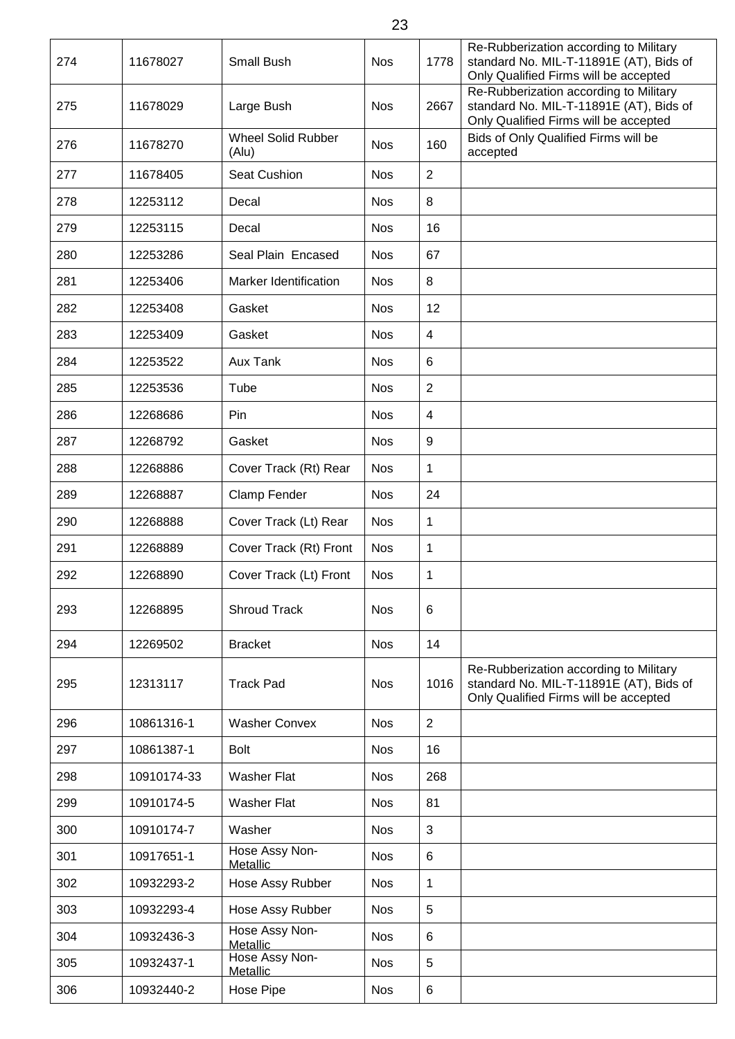| 274 | 11678027 | Small Bush | Nos | 1778 | Re-Rubberization according to Military standard No. MIL-T-11891E (AT), Bids of Only Qualified Firms will be accepted |
|---|---|---|---|---|---|
| 275 | 11678029 | Large Bush | Nos | 2667 | Re-Rubberization according to Military standard No. MIL-T-11891E (AT), Bids of Only Qualified Firms will be accepted |
| 276 | 11678270 | Wheel Solid Rubber (Alu) | Nos | 160 | Bids of Only Qualified Firms will be accepted |
| 277 | 11678405 | Seat Cushion | Nos | 2 | |
| 278 | 12253112 | Decal | Nos | 8 | |
| 279 | 12253115 | Decal | Nos | 16 | |
| 280 | 12253286 | Seal Plain Encased | Nos | 67 | |
| 281 | 12253406 | Marker Identification | Nos | 8 | |
| 282 | 12253408 | Gasket | Nos | 12 | |
| 283 | 12253409 | Gasket | Nos | 4 | |
| 284 | 12253522 | Aux Tank | Nos | 6 | |
| 285 | 12253536 | Tube | Nos | 2 | |
| 286 | 12268686 | Pin | Nos | 4 | |
| 287 | 12268792 | Gasket | Nos | 9 | |
| 288 | 12268886 | Cover Track (Rt) Rear | Nos | 1 | |
| 289 | 12268887 | Clamp Fender | Nos | 24 | |
| 290 | 12268888 | Cover Track (Lt) Rear | Nos | 1 | |
| 291 | 12268889 | Cover Track (Rt) Front | Nos | 1 | |
| 292 | 12268890 | Cover Track (Lt) Front | Nos | 1 | |
| 293 | 12268895 | Shroud Track | Nos | 6 | |
| 294 | 12269502 | Bracket | Nos | 14 | |
| 295 | 12313117 | Track Pad | Nos | 1016 | Re-Rubberization according to Military standard No. MIL-T-11891E (AT), Bids of Only Qualified Firms will be accepted |
| 296 | 10861316-1 | Washer Convex | Nos | 2 | |
| 297 | 10861387-1 | Bolt | Nos | 16 | |
| 298 | 10910174-33 | Washer Flat | Nos | 268 | |
| 299 | 10910174-5 | Washer Flat | Nos | 81 | |
| 300 | 10910174-7 | Washer | Nos | 3 | |
| 301 | 10917651-1 | Hose Assy Non-Metallic | Nos | 6 | |
| 302 | 10932293-2 | Hose Assy Rubber | Nos | 1 | |
| 303 | 10932293-4 | Hose Assy Rubber | Nos | 5 | |
| 304 | 10932436-3 | Hose Assy Non-Metallic | Nos | 6 | |
| 305 | 10932437-1 | Hose Assy Non-Metallic | Nos | 5 | |
| 306 | 10932440-2 | Hose Pipe | Nos | 6 | |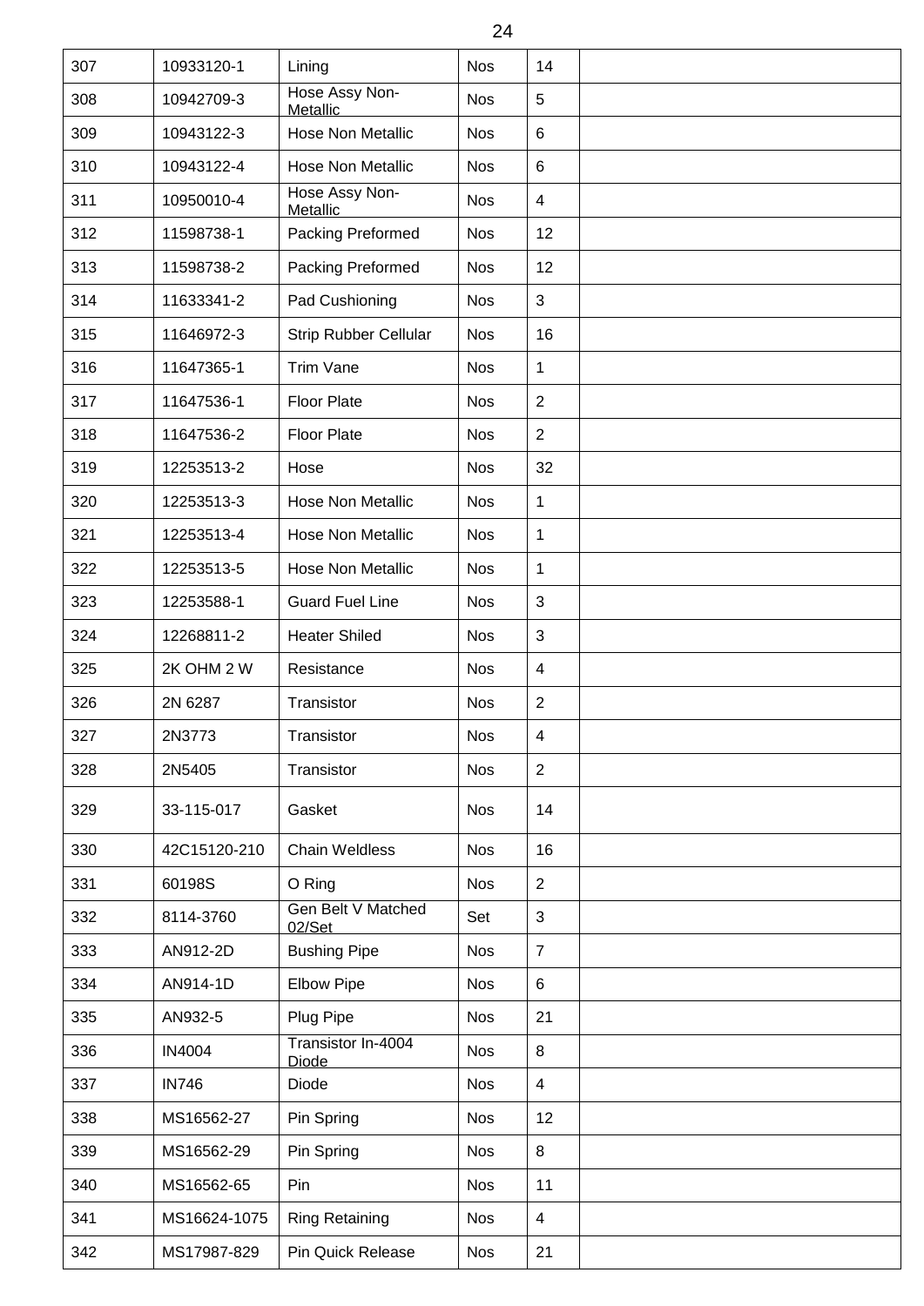| 307 | 10933120-1 | Lining | Nos | 14 | |
|---|---|---|---|---|---|
| 308 | 10942709-3 | Hose Assy Non-Metallic | Nos | 5 | |
| 309 | 10943122-3 | Hose Non Metallic | Nos | 6 | |
| 310 | 10943122-4 | Hose Non Metallic | Nos | 6 | |
| 311 | 10950010-4 | Hose Assy Non-Metallic | Nos | 4 | |
| 312 | 11598738-1 | Packing Preformed | Nos | 12 | |
| 313 | 11598738-2 | Packing Preformed | Nos | 12 | |
| 314 | 11633341-2 | Pad Cushioning | Nos | 3 | |
| 315 | 11646972-3 | Strip Rubber Cellular | Nos | 16 | |
| 316 | 11647365-1 | Trim Vane | Nos | 1 | |
| 317 | 11647536-1 | Floor Plate | Nos | 2 | |
| 318 | 11647536-2 | Floor Plate | Nos | 2 | |
| 319 | 12253513-2 | Hose | Nos | 32 | |
| 320 | 12253513-3 | Hose Non Metallic | Nos | 1 | |
| 321 | 12253513-4 | Hose Non Metallic | Nos | 1 | |
| 322 | 12253513-5 | Hose Non Metallic | Nos | 1 | |
| 323 | 12253588-1 | Guard Fuel Line | Nos | 3 | |
| 324 | 12268811-2 | Heater Shiled | Nos | 3 | |
| 325 | 2K OHM 2 W | Resistance | Nos | 4 | |
| 326 | 2N 6287 | Transistor | Nos | 2 | |
| 327 | 2N3773 | Transistor | Nos | 4 | |
| 328 | 2N5405 | Transistor | Nos | 2 | |
| 329 | 33-115-017 | Gasket | Nos | 14 | |
| 330 | 42C15120-210 | Chain Weldless | Nos | 16 | |
| 331 | 60198S | O Ring | Nos | 2 | |
| 332 | 8114-3760 | Gen Belt V Matched 02/Set | Set | 3 | |
| 333 | AN912-2D | Bushing Pipe | Nos | 7 | |
| 334 | AN914-1D | Elbow Pipe | Nos | 6 | |
| 335 | AN932-5 | Plug Pipe | Nos | 21 | |
| 336 | IN4004 | Transistor In-4004 Diode | Nos | 8 | |
| 337 | IN746 | Diode | Nos | 4 | |
| 338 | MS16562-27 | Pin Spring | Nos | 12 | |
| 339 | MS16562-29 | Pin Spring | Nos | 8 | |
| 340 | MS16562-65 | Pin | Nos | 11 | |
| 341 | MS16624-1075 | Ring Retaining | Nos | 4 | |
| 342 | MS17987-829 | Pin Quick Release | Nos | 21 | |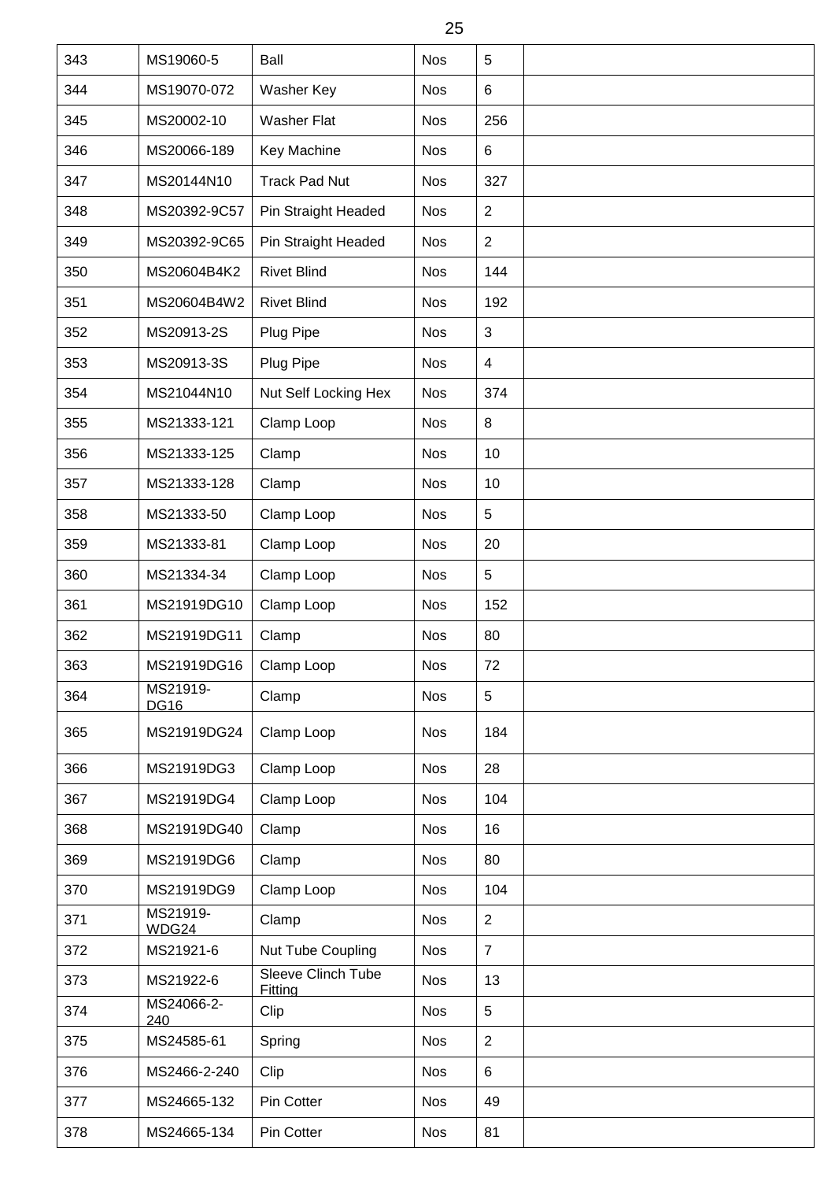| 343 | MS19060-5 | Ball | Nos | 5 | |
|---|---|---|---|---|---|
| 344 | MS19070-072 | Washer Key | Nos | 6 | |
| 345 | MS20002-10 | Washer Flat | Nos | 256 | |
| 346 | MS20066-189 | Key Machine | Nos | 6 | |
| 347 | MS20144N10 | Track Pad Nut | Nos | 327 | |
| 348 | MS20392-9C57 | Pin Straight Headed | Nos | 2 | |
| 349 | MS20392-9C65 | Pin Straight Headed | Nos | 2 | |
| 350 | MS20604B4K2 | Rivet Blind | Nos | 144 | |
| 351 | MS20604B4W2 | Rivet Blind | Nos | 192 | |
| 352 | MS20913-2S | Plug Pipe | Nos | 3 | |
| 353 | MS20913-3S | Plug Pipe | Nos | 4 | |
| 354 | MS21044N10 | Nut Self Locking Hex | Nos | 374 | |
| 355 | MS21333-121 | Clamp Loop | Nos | 8 | |
| 356 | MS21333-125 | Clamp | Nos | 10 | |
| 357 | MS21333-128 | Clamp | Nos | 10 | |
| 358 | MS21333-50 | Clamp Loop | Nos | 5 | |
| 359 | MS21333-81 | Clamp Loop | Nos | 20 | |
| 360 | MS21334-34 | Clamp Loop | Nos | 5 | |
| 361 | MS21919DG10 | Clamp Loop | Nos | 152 | |
| 362 | MS21919DG11 | Clamp | Nos | 80 | |
| 363 | MS21919DG16 | Clamp Loop | Nos | 72 | |
| 364 | MS21919-DG16 | Clamp | Nos | 5 | |
| 365 | MS21919DG24 | Clamp Loop | Nos | 184 | |
| 366 | MS21919DG3 | Clamp Loop | Nos | 28 | |
| 367 | MS21919DG4 | Clamp Loop | Nos | 104 | |
| 368 | MS21919DG40 | Clamp | Nos | 16 | |
| 369 | MS21919DG6 | Clamp | Nos | 80 | |
| 370 | MS21919DG9 | Clamp Loop | Nos | 104 | |
| 371 | MS21919-WDG24 | Clamp | Nos | 2 | |
| 372 | MS21921-6 | Nut Tube Coupling | Nos | 7 | |
| 373 | MS21922-6 | Sleeve Clinch Tube Fitting | Nos | 13 | |
| 374 | MS24066-2-240 | Clip | Nos | 5 | |
| 375 | MS24585-61 | Spring | Nos | 2 | |
| 376 | MS2466-2-240 | Clip | Nos | 6 | |
| 377 | MS24665-132 | Pin Cotter | Nos | 49 | |
| 378 | MS24665-134 | Pin Cotter | Nos | 81 | |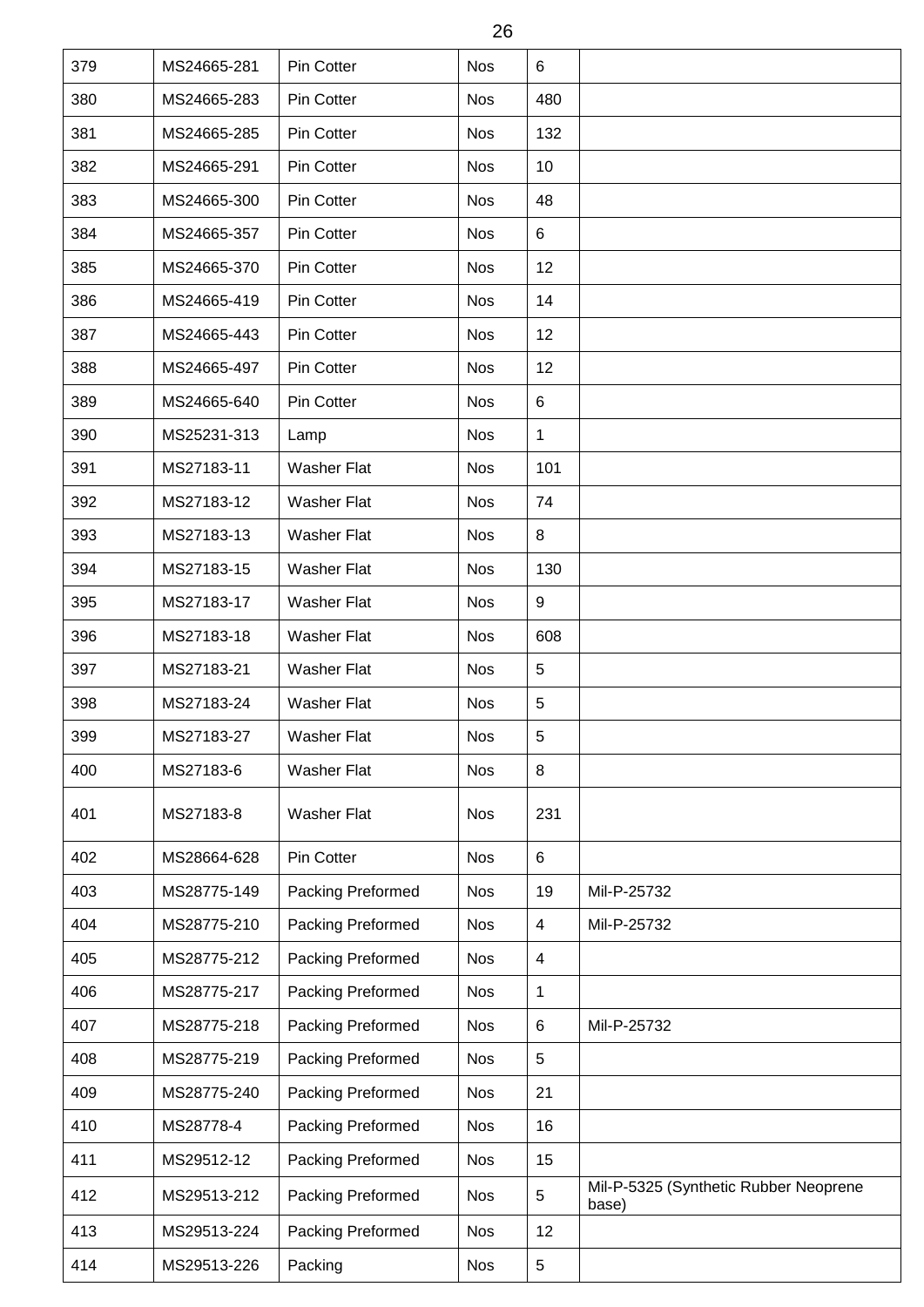| | | | | | |
|---|---|---|---|---|---|
| 379 | MS24665-281 | Pin Cotter | Nos | 6 | |
| 380 | MS24665-283 | Pin Cotter | Nos | 480 | |
| 381 | MS24665-285 | Pin Cotter | Nos | 132 | |
| 382 | MS24665-291 | Pin Cotter | Nos | 10 | |
| 383 | MS24665-300 | Pin Cotter | Nos | 48 | |
| 384 | MS24665-357 | Pin Cotter | Nos | 6 | |
| 385 | MS24665-370 | Pin Cotter | Nos | 12 | |
| 386 | MS24665-419 | Pin Cotter | Nos | 14 | |
| 387 | MS24665-443 | Pin Cotter | Nos | 12 | |
| 388 | MS24665-497 | Pin Cotter | Nos | 12 | |
| 389 | MS24665-640 | Pin Cotter | Nos | 6 | |
| 390 | MS25231-313 | Lamp | Nos | 1 | |
| 391 | MS27183-11 | Washer Flat | Nos | 101 | |
| 392 | MS27183-12 | Washer Flat | Nos | 74 | |
| 393 | MS27183-13 | Washer Flat | Nos | 8 | |
| 394 | MS27183-15 | Washer Flat | Nos | 130 | |
| 395 | MS27183-17 | Washer Flat | Nos | 9 | |
| 396 | MS27183-18 | Washer Flat | Nos | 608 | |
| 397 | MS27183-21 | Washer Flat | Nos | 5 | |
| 398 | MS27183-24 | Washer Flat | Nos | 5 | |
| 399 | MS27183-27 | Washer Flat | Nos | 5 | |
| 400 | MS27183-6 | Washer Flat | Nos | 8 | |
| 401 | MS27183-8 | Washer Flat | Nos | 231 | |
| 402 | MS28664-628 | Pin Cotter | Nos | 6 | |
| 403 | MS28775-149 | Packing Preformed | Nos | 19 | Mil-P-25732 |
| 404 | MS28775-210 | Packing Preformed | Nos | 4 | Mil-P-25732 |
| 405 | MS28775-212 | Packing Preformed | Nos | 4 | |
| 406 | MS28775-217 | Packing Preformed | Nos | 1 | |
| 407 | MS28775-218 | Packing Preformed | Nos | 6 | Mil-P-25732 |
| 408 | MS28775-219 | Packing Preformed | Nos | 5 | |
| 409 | MS28775-240 | Packing Preformed | Nos | 21 | |
| 410 | MS28778-4 | Packing Preformed | Nos | 16 | |
| 411 | MS29512-12 | Packing Preformed | Nos | 15 | |
| 412 | MS29513-212 | Packing Preformed | Nos | 5 | Mil-P-5325 (Synthetic Rubber Neoprene base) |
| 413 | MS29513-224 | Packing Preformed | Nos | 12 | |
| 414 | MS29513-226 | Packing | Nos | 5 | |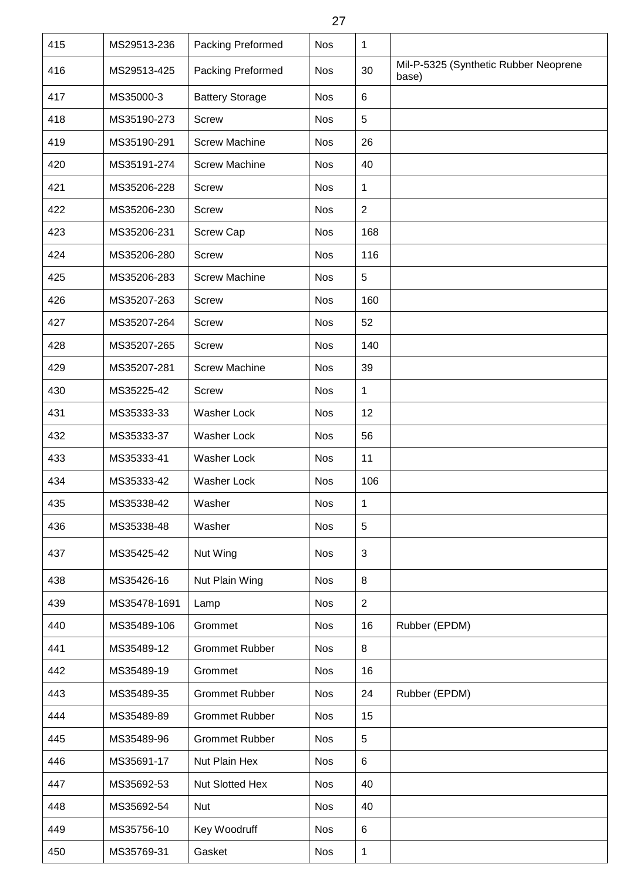| 415 | MS29513-236 | Packing Preformed | Nos | 1 | |
|---|---|---|---|---|---|
| 416 | MS29513-425 | Packing Preformed | Nos | 30 | Mil-P-5325 (Synthetic Rubber Neoprene base) |
| 417 | MS35000-3 | Battery Storage | Nos | 6 | |
| 418 | MS35190-273 | Screw | Nos | 5 | |
| 419 | MS35190-291 | Screw Machine | Nos | 26 | |
| 420 | MS35191-274 | Screw Machine | Nos | 40 | |
| 421 | MS35206-228 | Screw | Nos | 1 | |
| 422 | MS35206-230 | Screw | Nos | 2 | |
| 423 | MS35206-231 | Screw Cap | Nos | 168 | |
| 424 | MS35206-280 | Screw | Nos | 116 | |
| 425 | MS35206-283 | Screw Machine | Nos | 5 | |
| 426 | MS35207-263 | Screw | Nos | 160 | |
| 427 | MS35207-264 | Screw | Nos | 52 | |
| 428 | MS35207-265 | Screw | Nos | 140 | |
| 429 | MS35207-281 | Screw Machine | Nos | 39 | |
| 430 | MS35225-42 | Screw | Nos | 1 | |
| 431 | MS35333-33 | Washer Lock | Nos | 12 | |
| 432 | MS35333-37 | Washer Lock | Nos | 56 | |
| 433 | MS35333-41 | Washer Lock | Nos | 11 | |
| 434 | MS35333-42 | Washer Lock | Nos | 106 | |
| 435 | MS35338-42 | Washer | Nos | 1 | |
| 436 | MS35338-48 | Washer | Nos | 5 | |
| 437 | MS35425-42 | Nut Wing | Nos | 3 | |
| 438 | MS35426-16 | Nut Plain Wing | Nos | 8 | |
| 439 | MS35478-1691 | Lamp | Nos | 2 | |
| 440 | MS35489-106 | Grommet | Nos | 16 | Rubber (EPDM) |
| 441 | MS35489-12 | Grommet Rubber | Nos | 8 | |
| 442 | MS35489-19 | Grommet | Nos | 16 | |
| 443 | MS35489-35 | Grommet Rubber | Nos | 24 | Rubber (EPDM) |
| 444 | MS35489-89 | Grommet Rubber | Nos | 15 | |
| 445 | MS35489-96 | Grommet Rubber | Nos | 5 | |
| 446 | MS35691-17 | Nut Plain Hex | Nos | 6 | |
| 447 | MS35692-53 | Nut Slotted Hex | Nos | 40 | |
| 448 | MS35692-54 | Nut | Nos | 40 | |
| 449 | MS35756-10 | Key Woodruff | Nos | 6 | |
| 450 | MS35769-31 | Gasket | Nos | 1 | |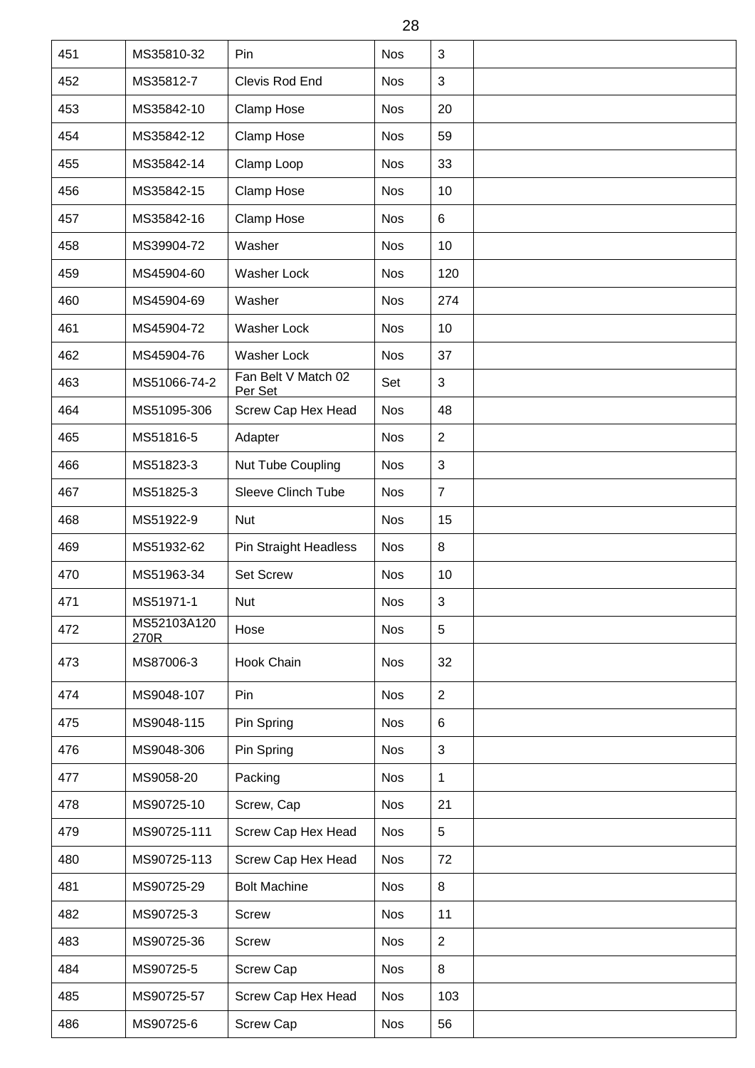| 451 | MS35810-32 | Pin | Nos | 3 | |
|---|---|---|---|---|---|
| 452 | MS35812-7 | Clevis Rod End | Nos | 3 | |
| 453 | MS35842-10 | Clamp Hose | Nos | 20 | |
| 454 | MS35842-12 | Clamp Hose | Nos | 59 | |
| 455 | MS35842-14 | Clamp Loop | Nos | 33 | |
| 456 | MS35842-15 | Clamp Hose | Nos | 10 | |
| 457 | MS35842-16 | Clamp Hose | Nos | 6 | |
| 458 | MS39904-72 | Washer | Nos | 10 | |
| 459 | MS45904-60 | Washer Lock | Nos | 120 | |
| 460 | MS45904-69 | Washer | Nos | 274 | |
| 461 | MS45904-72 | Washer Lock | Nos | 10 | |
| 462 | MS45904-76 | Washer Lock | Nos | 37 | |
| 463 | MS51066-74-2 | Fan Belt V Match 02 Per Set | Set | 3 | |
| 464 | MS51095-306 | Screw Cap Hex Head | Nos | 48 | |
| 465 | MS51816-5 | Adapter | Nos | 2 | |
| 466 | MS51823-3 | Nut Tube Coupling | Nos | 3 | |
| 467 | MS51825-3 | Sleeve Clinch Tube | Nos | 7 | |
| 468 | MS51922-9 | Nut | Nos | 15 | |
| 469 | MS51932-62 | Pin Straight Headless | Nos | 8 | |
| 470 | MS51963-34 | Set Screw | Nos | 10 | |
| 471 | MS51971-1 | Nut | Nos | 3 | |
| 472 | MS52103A120 270R | Hose | Nos | 5 | |
| 473 | MS87006-3 | Hook Chain | Nos | 32 | |
| 474 | MS9048-107 | Pin | Nos | 2 | |
| 475 | MS9048-115 | Pin Spring | Nos | 6 | |
| 476 | MS9048-306 | Pin Spring | Nos | 3 | |
| 477 | MS9058-20 | Packing | Nos | 1 | |
| 478 | MS90725-10 | Screw, Cap | Nos | 21 | |
| 479 | MS90725-111 | Screw Cap Hex Head | Nos | 5 | |
| 480 | MS90725-113 | Screw Cap Hex Head | Nos | 72 | |
| 481 | MS90725-29 | Bolt Machine | Nos | 8 | |
| 482 | MS90725-3 | Screw | Nos | 11 | |
| 483 | MS90725-36 | Screw | Nos | 2 | |
| 484 | MS90725-5 | Screw Cap | Nos | 8 | |
| 485 | MS90725-57 | Screw Cap Hex Head | Nos | 103 | |
| 486 | MS90725-6 | Screw Cap | Nos | 56 | |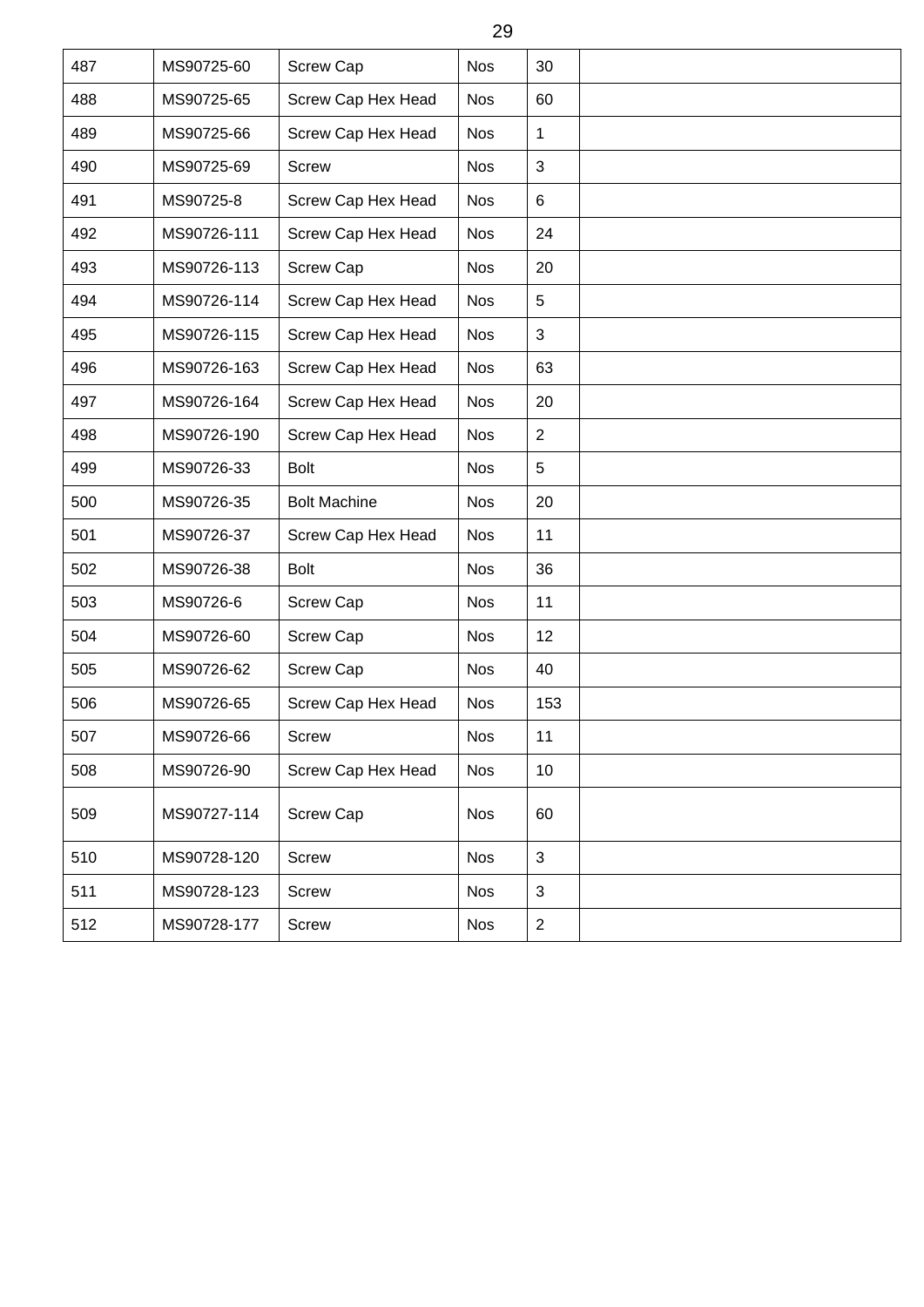| 487 | MS90725-60 | Screw Cap | Nos | 30 | |
|---|---|---|---|---|---|
| 488 | MS90725-65 | Screw Cap Hex Head | Nos | 60 | |
| 489 | MS90725-66 | Screw Cap Hex Head | Nos | 1 | |
| 490 | MS90725-69 | Screw | Nos | 3 | |
| 491 | MS90725-8 | Screw Cap Hex Head | Nos | 6 | |
| 492 | MS90726-111 | Screw Cap Hex Head | Nos | 24 | |
| 493 | MS90726-113 | Screw Cap | Nos | 20 | |
| 494 | MS90726-114 | Screw Cap Hex Head | Nos | 5 | |
| 495 | MS90726-115 | Screw Cap Hex Head | Nos | 3 | |
| 496 | MS90726-163 | Screw Cap Hex Head | Nos | 63 | |
| 497 | MS90726-164 | Screw Cap Hex Head | Nos | 20 | |
| 498 | MS90726-190 | Screw Cap Hex Head | Nos | 2 | |
| 499 | MS90726-33 | Bolt | Nos | 5 | |
| 500 | MS90726-35 | Bolt Machine | Nos | 20 | |
| 501 | MS90726-37 | Screw Cap Hex Head | Nos | 11 | |
| 502 | MS90726-38 | Bolt | Nos | 36 | |
| 503 | MS90726-6 | Screw Cap | Nos | 11 | |
| 504 | MS90726-60 | Screw Cap | Nos | 12 | |
| 505 | MS90726-62 | Screw Cap | Nos | 40 | |
| 506 | MS90726-65 | Screw Cap Hex Head | Nos | 153 | |
| 507 | MS90726-66 | Screw | Nos | 11 | |
| 508 | MS90726-90 | Screw Cap Hex Head | Nos | 10 | |
| 509 | MS90727-114 | Screw Cap | Nos | 60 | |
| 510 | MS90728-120 | Screw | Nos | 3 | |
| 511 | MS90728-123 | Screw | Nos | 3 | |
| 512 | MS90728-177 | Screw | Nos | 2 | |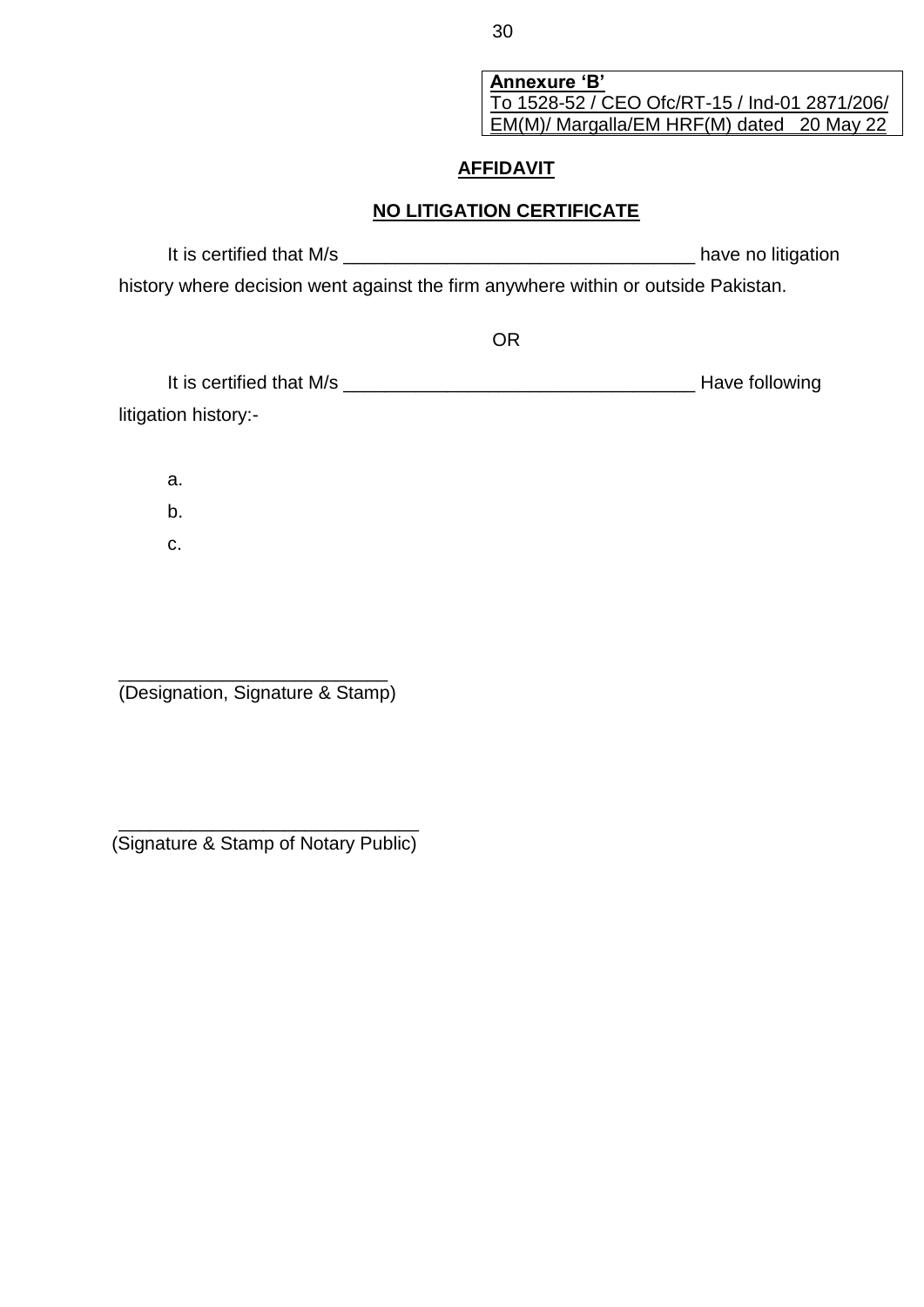**Annexure 'B'**
To 1528-52 / CEO Ofc/RT-15 / Ind-01 2871/206/
EM(M)/ Margalla/EM HRF(M) dated 20 May 22

## AFFIDAVIT

## NO LITIGATION CERTIFICATE

It is certified that M/s __________________________________ have no litigation history where decision went against the firm anywhere within or outside Pakistan.

OR

It is certified that M/s __________________________________ Have following litigation history:-

a.

b.

c.

__________________________
(Designation, Signature & Stamp)

_____________________________
(Signature & Stamp of Notary Public)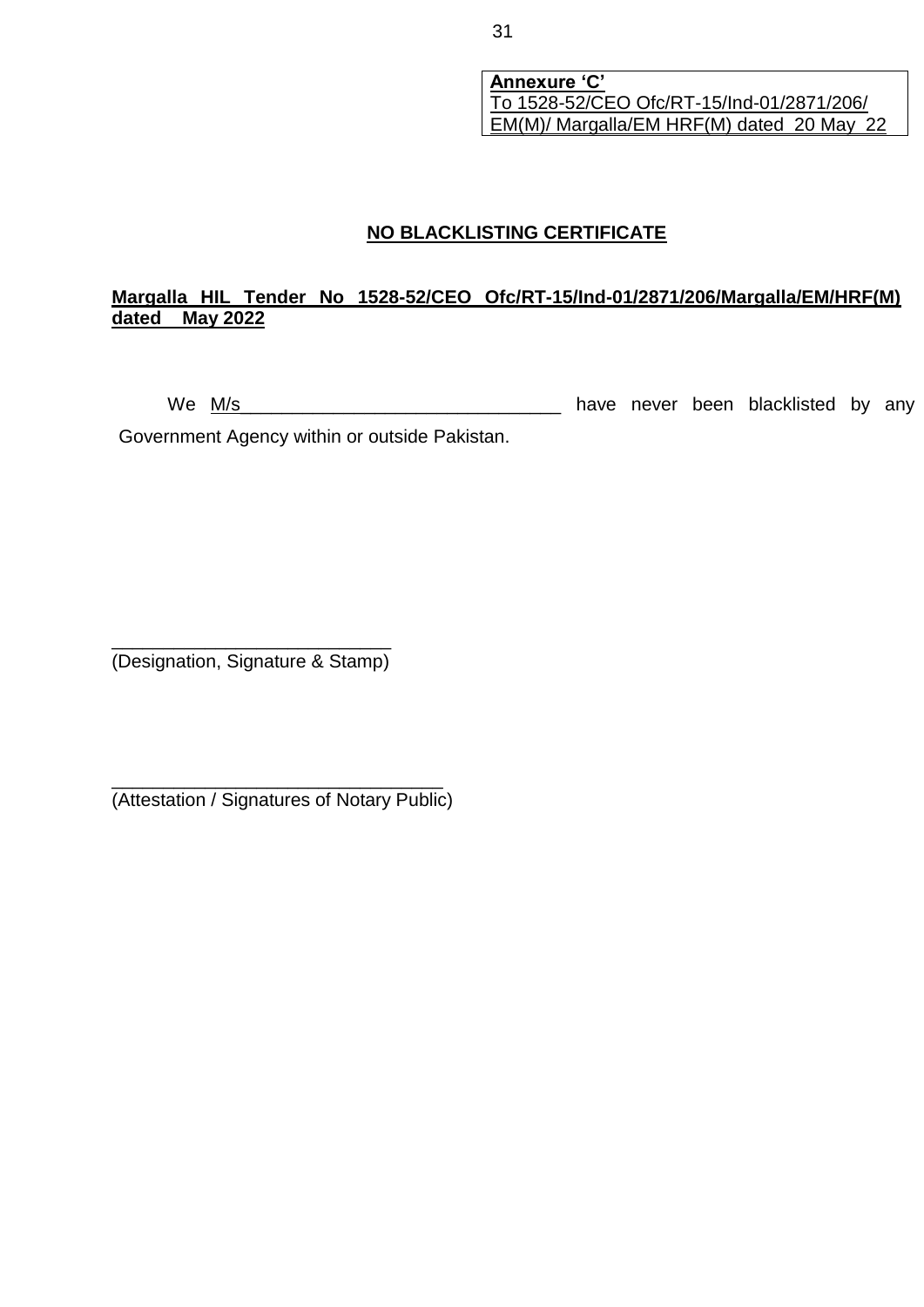**Annexure 'C'**
To 1528-52/CEO Ofc/RT-15/Ind-01/2871/206/
EM(M)/ Margalla/EM HRF(M) dated 20 May 22

## NO BLACKLISTING CERTIFICATE

**Margalla HIL Tender No 1528-52/CEO Ofc/RT-15/Ind-01/2871/206/Margalla/EM/HRF(M) dated May 2022**

We M/s_______________________________ have never been blacklisted by any Government Agency within or outside Pakistan.

___________________________
(Designation, Signature & Stamp)

________________________________
(Attestation / Signatures of Notary Public)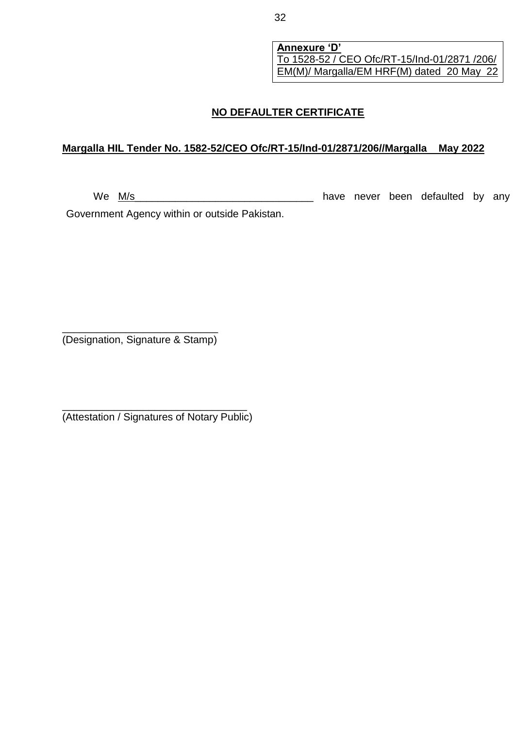**Annexure 'D'**
To 1528-52 / CEO Ofc/RT-15/Ind-01/2871 /206/ EM(M)/ Margalla/EM HRF(M) dated 20 May 22

## NO DEFAULTER CERTIFICATE

**Margalla HIL Tender No. 1582-52/CEO Ofc/RT-15/Ind-01/2871/206//Margalla May 2022**

We M/s________________________________ have never been defaulted by any Government Agency within or outside Pakistan.

___________________________
(Designation, Signature & Stamp)

________________________________
(Attestation / Signatures of Notary Public)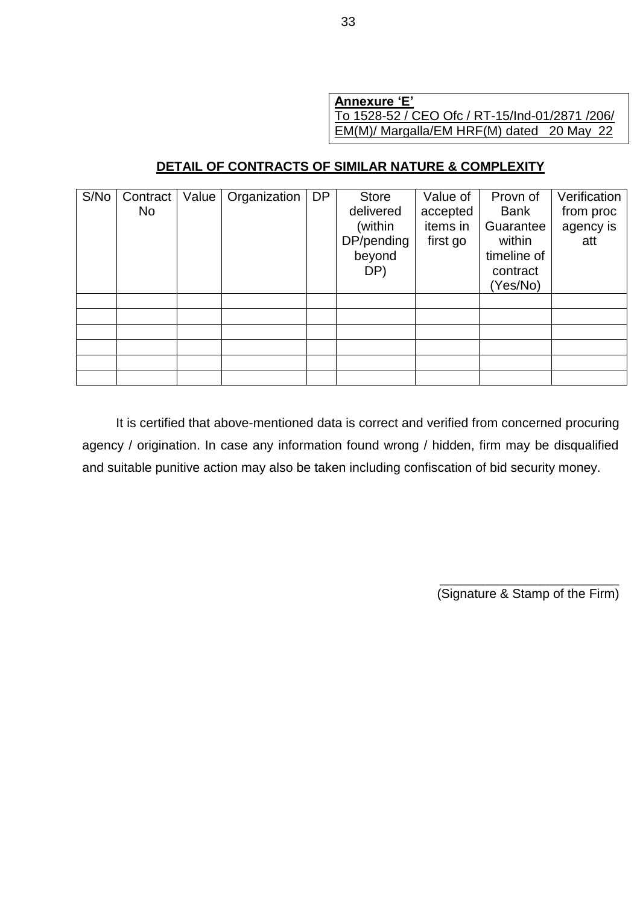**Annexure 'E'**
To 1528-52 / CEO Ofc / RT-15/Ind-01/2871 /206/ EM(M)/ Margalla/EM HRF(M) dated 20 May 22

## DETAIL OF CONTRACTS OF SIMILAR NATURE & COMPLEXITY

| S/No | Contract No | Value | Organization | DP | Store delivered (within DP/pending beyond DP) | Value of accepted items in first go | Provn of Bank Guarantee within timeline of contract (Yes/No) | Verification from proc agency is att |
|---|---|---|---|---|---|---|---|---|
| | | | | | | | | |
| | | | | | | | | |
| | | | | | | | | |
| | | | | | | | | |
| | | | | | | | | |
| | | | | | | | | |

It is certified that above-mentioned data is correct and verified from concerned procuring agency / origination. In case any information found wrong / hidden, firm may be disqualified and suitable punitive action may also be taken including confiscation of bid security money.

\_\_\_\_\_\_\_\_\_\_\_\_\_\_\_\_\_\_\_\_\_\_\_\_\_\_
(Signature & Stamp of the Firm)